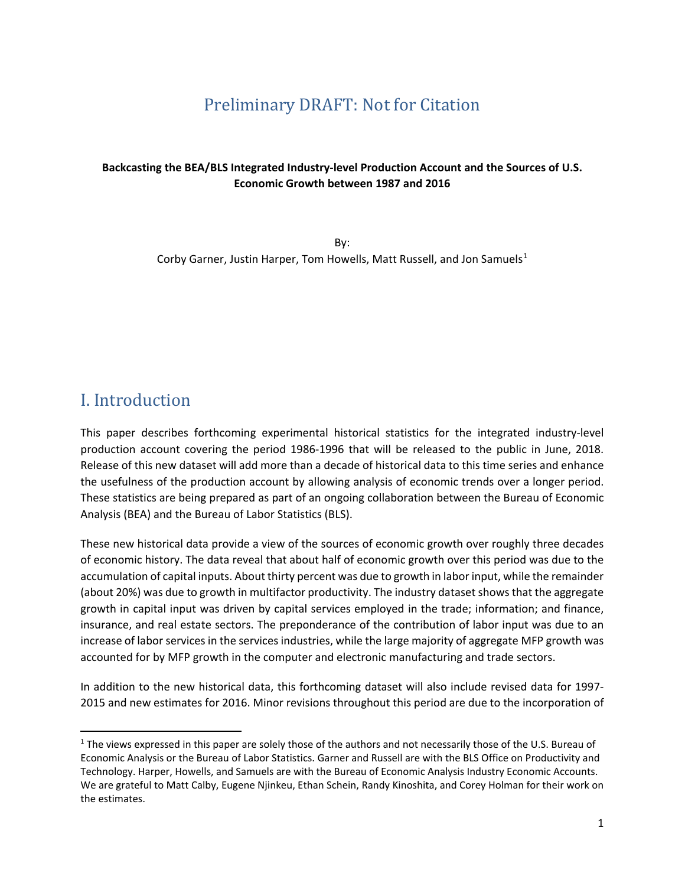# Preliminary DRAFT: Not for Citation

**Backcasting the BEA/BLS Integrated Industry-level Production Account and the Sources of U.S. Economic Growth between 1987 and 2016**

By:
Corby Garner, Justin Harper, Tom Howells, Matt Russell, and Jon Samuels[1]

## I. Introduction

This paper describes forthcoming experimental historical statistics for the integrated industry-level production account covering the period 1986-1996 that will be released to the public in June, 2018. Release of this new dataset will add more than a decade of historical data to this time series and enhance the usefulness of the production account by allowing analysis of economic trends over a longer period. These statistics are being prepared as part of an ongoing collaboration between the Bureau of Economic Analysis (BEA) and the Bureau of Labor Statistics (BLS).

These new historical data provide a view of the sources of economic growth over roughly three decades of economic history. The data reveal that about half of economic growth over this period was due to the accumulation of capital inputs. About thirty percent was due to growth in labor input, while the remainder (about 20%) was due to growth in multifactor productivity. The industry dataset shows that the aggregate growth in capital input was driven by capital services employed in the trade; information; and finance, insurance, and real estate sectors. The preponderance of the contribution of labor input was due to an increase of labor services in the services industries, while the large majority of aggregate MFP growth was accounted for by MFP growth in the computer and electronic manufacturing and trade sectors.

In addition to the new historical data, this forthcoming dataset will also include revised data for 1997-2015 and new estimates for 2016. Minor revisions throughout this period are due to the incorporation of

[1] The views expressed in this paper are solely those of the authors and not necessarily those of the U.S. Bureau of Economic Analysis or the Bureau of Labor Statistics. Garner and Russell are with the BLS Office on Productivity and Technology. Harper, Howells, and Samuels are with the Bureau of Economic Analysis Industry Economic Accounts. We are grateful to Matt Calby, Eugene Njinkeu, Ethan Schein, Randy Kinoshita, and Corey Holman for their work on the estimates.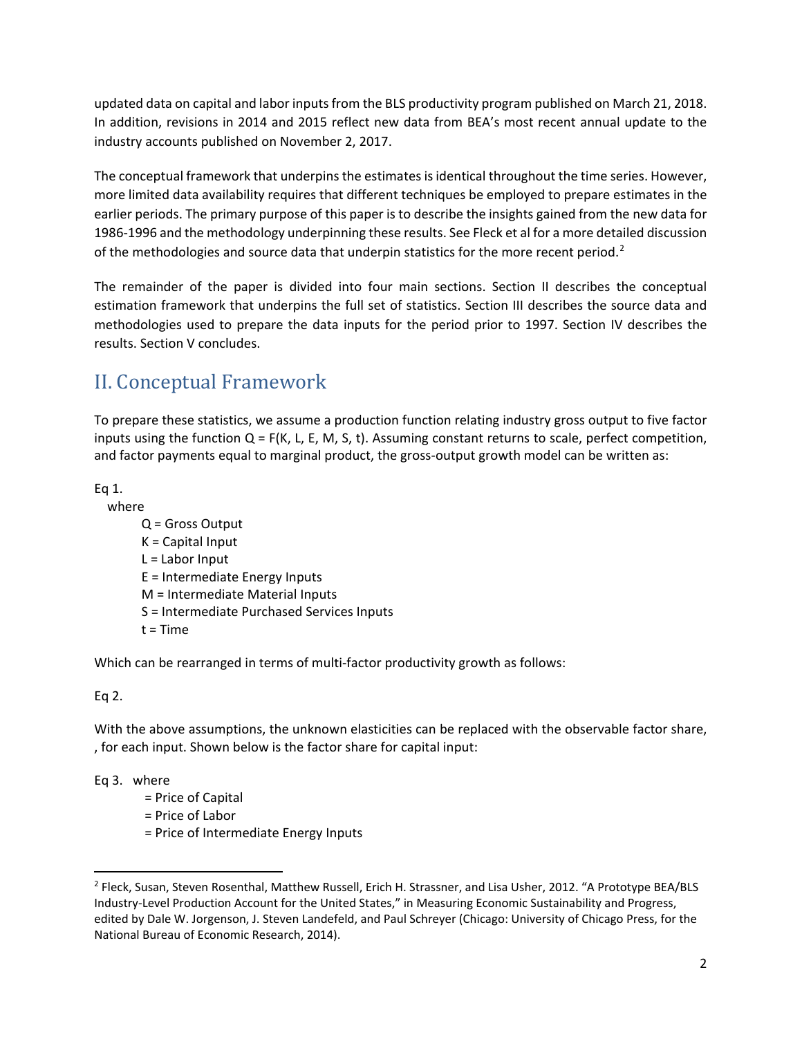updated data on capital and labor inputs from the BLS productivity program published on March 21, 2018. In addition, revisions in 2014 and 2015 reflect new data from BEA's most recent annual update to the industry accounts published on November 2, 2017.

The conceptual framework that underpins the estimates is identical throughout the time series. However, more limited data availability requires that different techniques be employed to prepare estimates in the earlier periods. The primary purpose of this paper is to describe the insights gained from the new data for 1986-1996 and the methodology underpinning these results. See Fleck et al for a more detailed discussion of the methodologies and source data that underpin statistics for the more recent period.[2]

The remainder of the paper is divided into four main sections. Section II describes the conceptual estimation framework that underpins the full set of statistics. Section III describes the source data and methodologies used to prepare the data inputs for the period prior to 1997. Section IV describes the results. Section V concludes.

## II. Conceptual Framework

To prepare these statistics, we assume a production function relating industry gross output to five factor inputs using the function Q = F(K, L, E, M, S, t). Assuming constant returns to scale, perfect competition, and factor payments equal to marginal product, the gross-output growth model can be written as:

Eq 1.

where

- Q = Gross Output
- K = Capital Input
- L = Labor Input
- E = Intermediate Energy Inputs
- M = Intermediate Material Inputs
- S = Intermediate Purchased Services Inputs
- t = Time

Which can be rearranged in terms of multi-factor productivity growth as follows:

Eq 2.

With the above assumptions, the unknown elasticities can be replaced with the observable factor share, , for each input. Shown below is the factor share for capital input:

Eq 3. where

- = Price of Capital
- = Price of Labor
- = Price of Intermediate Energy Inputs

[2] Fleck, Susan, Steven Rosenthal, Matthew Russell, Erich H. Strassner, and Lisa Usher, 2012. "A Prototype BEA/BLS Industry-Level Production Account for the United States," in Measuring Economic Sustainability and Progress, edited by Dale W. Jorgenson, J. Steven Landefeld, and Paul Schreyer (Chicago: University of Chicago Press, for the National Bureau of Economic Research, 2014).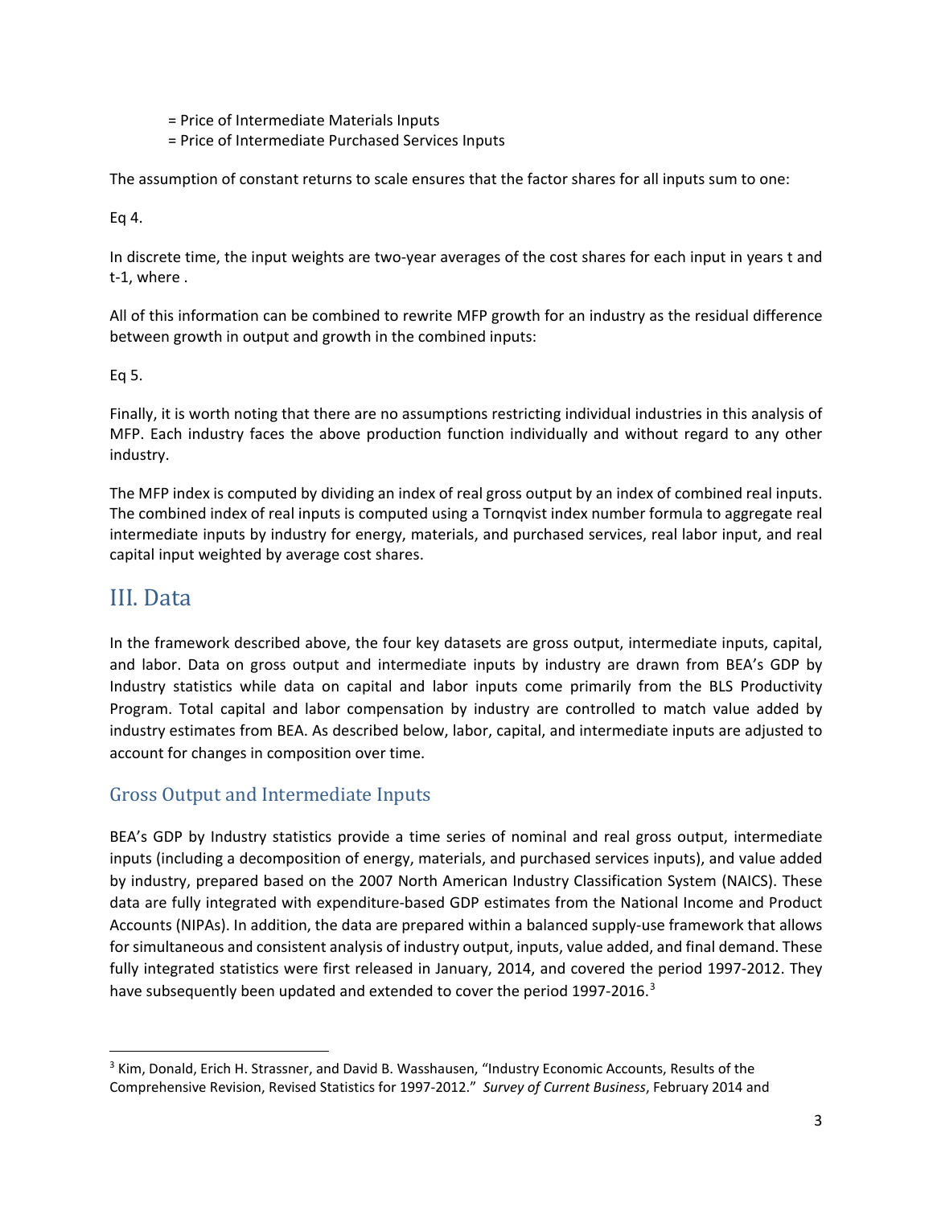= Price of Intermediate Materials Inputs

= Price of Intermediate Purchased Services Inputs

The assumption of constant returns to scale ensures that the factor shares for all inputs sum to one:

Eq 4.

In discrete time, the input weights are two-year averages of the cost shares for each input in years t and t-1, where .

All of this information can be combined to rewrite MFP growth for an industry as the residual difference between growth in output and growth in the combined inputs:

Eq 5.

Finally, it is worth noting that there are no assumptions restricting individual industries in this analysis of MFP. Each industry faces the above production function individually and without regard to any other industry.

The MFP index is computed by dividing an index of real gross output by an index of combined real inputs. The combined index of real inputs is computed using a Tornqvist index number formula to aggregate real intermediate inputs by industry for energy, materials, and purchased services, real labor input, and real capital input weighted by average cost shares.

# III. Data

In the framework described above, the four key datasets are gross output, intermediate inputs, capital, and labor. Data on gross output and intermediate inputs by industry are drawn from BEA's GDP by Industry statistics while data on capital and labor inputs come primarily from the BLS Productivity Program. Total capital and labor compensation by industry are controlled to match value added by industry estimates from BEA. As described below, labor, capital, and intermediate inputs are adjusted to account for changes in composition over time.

## Gross Output and Intermediate Inputs

BEA's GDP by Industry statistics provide a time series of nominal and real gross output, intermediate inputs (including a decomposition of energy, materials, and purchased services inputs), and value added by industry, prepared based on the 2007 North American Industry Classification System (NAICS). These data are fully integrated with expenditure-based GDP estimates from the National Income and Product Accounts (NIPAs). In addition, the data are prepared within a balanced supply-use framework that allows for simultaneous and consistent analysis of industry output, inputs, value added, and final demand. These fully integrated statistics were first released in January, 2014, and covered the period 1997-2012. They have subsequently been updated and extended to cover the period 1997-2016.[3]

[3] Kim, Donald, Erich H. Strassner, and David B. Wasshausen, "Industry Economic Accounts, Results of the Comprehensive Revision, Revised Statistics for 1997-2012." *Survey of Current Business*, February 2014 and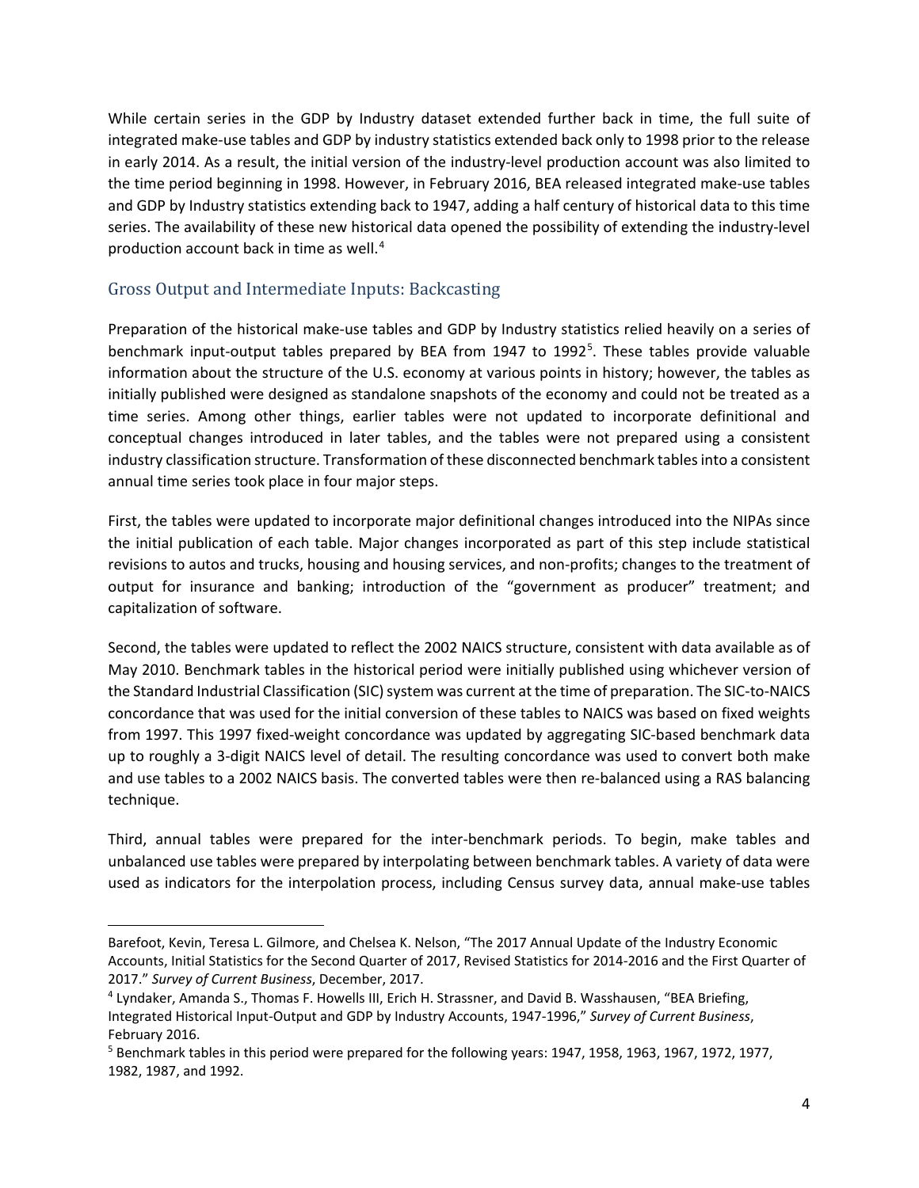While certain series in the GDP by Industry dataset extended further back in time, the full suite of integrated make-use tables and GDP by industry statistics extended back only to 1998 prior to the release in early 2014. As a result, the initial version of the industry-level production account was also limited to the time period beginning in 1998. However, in February 2016, BEA released integrated make-use tables and GDP by Industry statistics extending back to 1947, adding a half century of historical data to this time series. The availability of these new historical data opened the possibility of extending the industry-level production account back in time as well.[4]

## Gross Output and Intermediate Inputs: Backcasting

Preparation of the historical make-use tables and GDP by Industry statistics relied heavily on a series of benchmark input-output tables prepared by BEA from 1947 to 1992[5]. These tables provide valuable information about the structure of the U.S. economy at various points in history; however, the tables as initially published were designed as standalone snapshots of the economy and could not be treated as a time series. Among other things, earlier tables were not updated to incorporate definitional and conceptual changes introduced in later tables, and the tables were not prepared using a consistent industry classification structure. Transformation of these disconnected benchmark tables into a consistent annual time series took place in four major steps.

First, the tables were updated to incorporate major definitional changes introduced into the NIPAs since the initial publication of each table. Major changes incorporated as part of this step include statistical revisions to autos and trucks, housing and housing services, and non-profits; changes to the treatment of output for insurance and banking; introduction of the "government as producer" treatment; and capitalization of software.

Second, the tables were updated to reflect the 2002 NAICS structure, consistent with data available as of May 2010. Benchmark tables in the historical period were initially published using whichever version of the Standard Industrial Classification (SIC) system was current at the time of preparation. The SIC-to-NAICS concordance that was used for the initial conversion of these tables to NAICS was based on fixed weights from 1997. This 1997 fixed-weight concordance was updated by aggregating SIC-based benchmark data up to roughly a 3-digit NAICS level of detail. The resulting concordance was used to convert both make and use tables to a 2002 NAICS basis. The converted tables were then re-balanced using a RAS balancing technique.

Third, annual tables were prepared for the inter-benchmark periods. To begin, make tables and unbalanced use tables were prepared by interpolating between benchmark tables. A variety of data were used as indicators for the interpolation process, including Census survey data, annual make-use tables

---

Barefoot, Kevin, Teresa L. Gilmore, and Chelsea K. Nelson, "The 2017 Annual Update of the Industry Economic Accounts, Initial Statistics for the Second Quarter of 2017, Revised Statistics for 2014-2016 and the First Quarter of 2017." *Survey of Current Business*, December, 2017.

[4] Lyndaker, Amanda S., Thomas F. Howells III, Erich H. Strassner, and David B. Wasshausen, "BEA Briefing, Integrated Historical Input-Output and GDP by Industry Accounts, 1947-1996," *Survey of Current Business*, February 2016.

[5] Benchmark tables in this period were prepared for the following years: 1947, 1958, 1963, 1967, 1972, 1977, 1982, 1987, and 1992.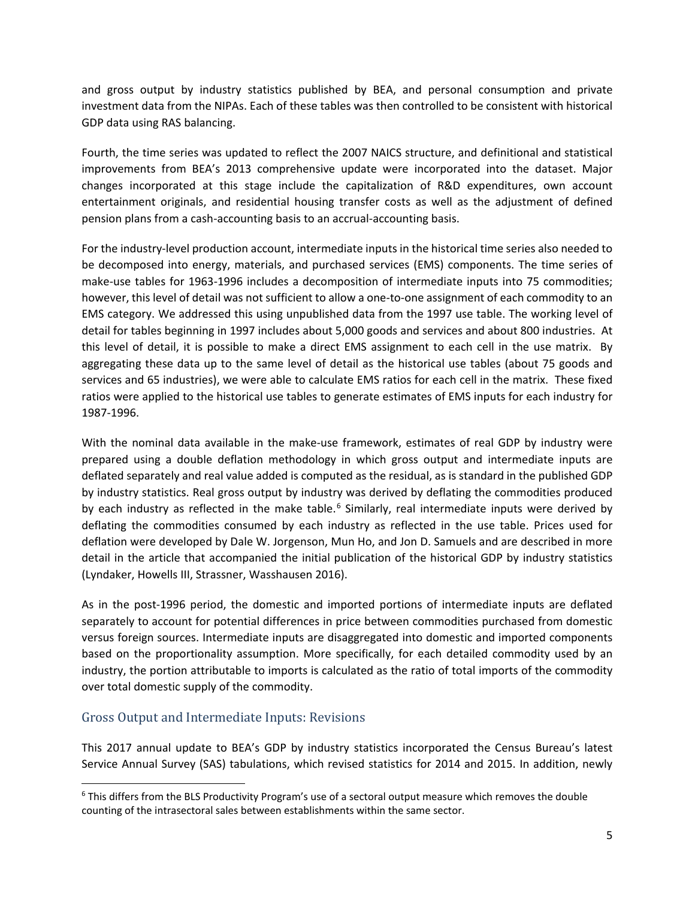and gross output by industry statistics published by BEA, and personal consumption and private investment data from the NIPAs. Each of these tables was then controlled to be consistent with historical GDP data using RAS balancing.

Fourth, the time series was updated to reflect the 2007 NAICS structure, and definitional and statistical improvements from BEA's 2013 comprehensive update were incorporated into the dataset. Major changes incorporated at this stage include the capitalization of R&D expenditures, own account entertainment originals, and residential housing transfer costs as well as the adjustment of defined pension plans from a cash-accounting basis to an accrual-accounting basis.

For the industry-level production account, intermediate inputs in the historical time series also needed to be decomposed into energy, materials, and purchased services (EMS) components. The time series of make-use tables for 1963-1996 includes a decomposition of intermediate inputs into 75 commodities; however, this level of detail was not sufficient to allow a one-to-one assignment of each commodity to an EMS category. We addressed this using unpublished data from the 1997 use table. The working level of detail for tables beginning in 1997 includes about 5,000 goods and services and about 800 industries. At this level of detail, it is possible to make a direct EMS assignment to each cell in the use matrix. By aggregating these data up to the same level of detail as the historical use tables (about 75 goods and services and 65 industries), we were able to calculate EMS ratios for each cell in the matrix. These fixed ratios were applied to the historical use tables to generate estimates of EMS inputs for each industry for 1987-1996.

With the nominal data available in the make-use framework, estimates of real GDP by industry were prepared using a double deflation methodology in which gross output and intermediate inputs are deflated separately and real value added is computed as the residual, as is standard in the published GDP by industry statistics. Real gross output by industry was derived by deflating the commodities produced by each industry as reflected in the make table.[6] Similarly, real intermediate inputs were derived by deflating the commodities consumed by each industry as reflected in the use table. Prices used for deflation were developed by Dale W. Jorgenson, Mun Ho, and Jon D. Samuels and are described in more detail in the article that accompanied the initial publication of the historical GDP by industry statistics (Lyndaker, Howells III, Strassner, Wasshausen 2016).

As in the post-1996 period, the domestic and imported portions of intermediate inputs are deflated separately to account for potential differences in price between commodities purchased from domestic versus foreign sources. Intermediate inputs are disaggregated into domestic and imported components based on the proportionality assumption. More specifically, for each detailed commodity used by an industry, the portion attributable to imports is calculated as the ratio of total imports of the commodity over total domestic supply of the commodity.

## Gross Output and Intermediate Inputs: Revisions

This 2017 annual update to BEA's GDP by industry statistics incorporated the Census Bureau's latest Service Annual Survey (SAS) tabulations, which revised statistics for 2014 and 2015. In addition, newly

[6] This differs from the BLS Productivity Program's use of a sectoral output measure which removes the double counting of the intrasectoral sales between establishments within the same sector.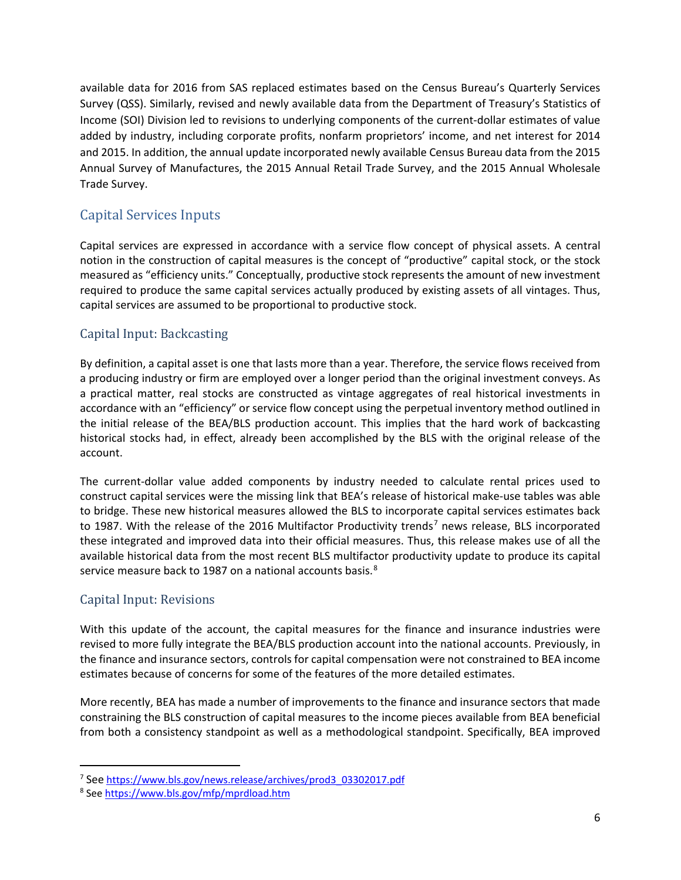available data for 2016 from SAS replaced estimates based on the Census Bureau's Quarterly Services Survey (QSS). Similarly, revised and newly available data from the Department of Treasury's Statistics of Income (SOI) Division led to revisions to underlying components of the current-dollar estimates of value added by industry, including corporate profits, nonfarm proprietors' income, and net interest for 2014 and 2015. In addition, the annual update incorporated newly available Census Bureau data from the 2015 Annual Survey of Manufactures, the 2015 Annual Retail Trade Survey, and the 2015 Annual Wholesale Trade Survey.

## Capital Services Inputs

Capital services are expressed in accordance with a service flow concept of physical assets. A central notion in the construction of capital measures is the concept of "productive" capital stock, or the stock measured as "efficiency units." Conceptually, productive stock represents the amount of new investment required to produce the same capital services actually produced by existing assets of all vintages. Thus, capital services are assumed to be proportional to productive stock.

### Capital Input: Backcasting

By definition, a capital asset is one that lasts more than a year. Therefore, the service flows received from a producing industry or firm are employed over a longer period than the original investment conveys. As a practical matter, real stocks are constructed as vintage aggregates of real historical investments in accordance with an "efficiency" or service flow concept using the perpetual inventory method outlined in the initial release of the BEA/BLS production account. This implies that the hard work of backcasting historical stocks had, in effect, already been accomplished by the BLS with the original release of the account.

The current-dollar value added components by industry needed to calculate rental prices used to construct capital services were the missing link that BEA's release of historical make-use tables was able to bridge. These new historical measures allowed the BLS to incorporate capital services estimates back to 1987. With the release of the 2016 Multifactor Productivity trends[7] news release, BLS incorporated these integrated and improved data into their official measures. Thus, this release makes use of all the available historical data from the most recent BLS multifactor productivity update to produce its capital service measure back to 1987 on a national accounts basis.[8]

### Capital Input: Revisions

With this update of the account, the capital measures for the finance and insurance industries were revised to more fully integrate the BEA/BLS production account into the national accounts. Previously, in the finance and insurance sectors, controls for capital compensation were not constrained to BEA income estimates because of concerns for some of the features of the more detailed estimates.

More recently, BEA has made a number of improvements to the finance and insurance sectors that made constraining the BLS construction of capital measures to the income pieces available from BEA beneficial from both a consistency standpoint as well as a methodological standpoint. Specifically, BEA improved

[7] See https://www.bls.gov/news.release/archives/prod3_03302017.pdf

[8] See https://www.bls.gov/mfp/mprdload.htm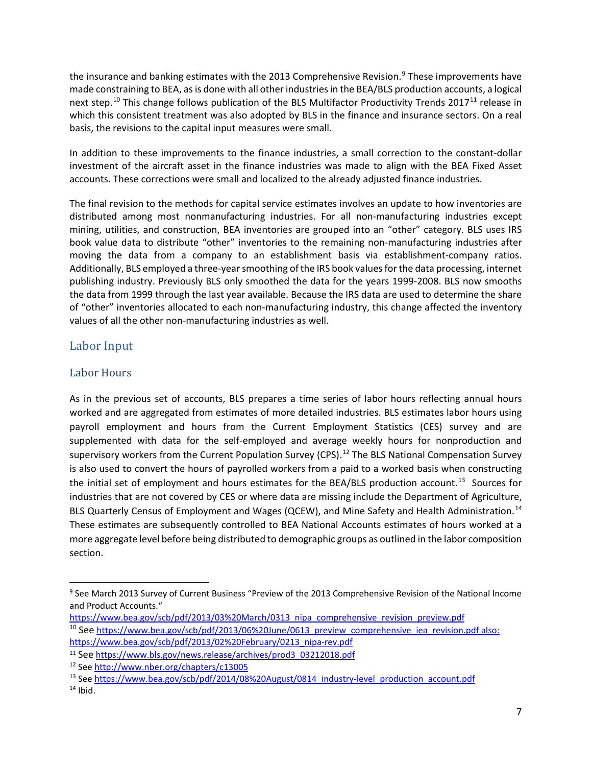the insurance and banking estimates with the 2013 Comprehensive Revision.[9] These improvements have made constraining to BEA, as is done with all other industries in the BEA/BLS production accounts, a logical next step.[10] This change follows publication of the BLS Multifactor Productivity Trends 2017[11] release in which this consistent treatment was also adopted by BLS in the finance and insurance sectors. On a real basis, the revisions to the capital input measures were small.

In addition to these improvements to the finance industries, a small correction to the constant-dollar investment of the aircraft asset in the finance industries was made to align with the BEA Fixed Asset accounts. These corrections were small and localized to the already adjusted finance industries.

The final revision to the methods for capital service estimates involves an update to how inventories are distributed among most nonmanufacturing industries. For all non-manufacturing industries except mining, utilities, and construction, BEA inventories are grouped into an "other" category. BLS uses IRS book value data to distribute "other" inventories to the remaining non-manufacturing industries after moving the data from a company to an establishment basis via establishment-company ratios. Additionally, BLS employed a three-year smoothing of the IRS book values for the data processing, internet publishing industry. Previously BLS only smoothed the data for the years 1999-2008. BLS now smooths the data from 1999 through the last year available. Because the IRS data are used to determine the share of "other" inventories allocated to each non-manufacturing industry, this change affected the inventory values of all the other non-manufacturing industries as well.

## Labor Input

### Labor Hours

As in the previous set of accounts, BLS prepares a time series of labor hours reflecting annual hours worked and are aggregated from estimates of more detailed industries. BLS estimates labor hours using payroll employment and hours from the Current Employment Statistics (CES) survey and are supplemented with data for the self-employed and average weekly hours for nonproduction and supervisory workers from the Current Population Survey (CPS).[12] The BLS National Compensation Survey is also used to convert the hours of payrolled workers from a paid to a worked basis when constructing the initial set of employment and hours estimates for the BEA/BLS production account.[13] Sources for industries that are not covered by CES or where data are missing include the Department of Agriculture, BLS Quarterly Census of Employment and Wages (QCEW), and Mine Safety and Health Administration.[14] These estimates are subsequently controlled to BEA National Accounts estimates of hours worked at a more aggregate level before being distributed to demographic groups as outlined in the labor composition section.

---

[9] See March 2013 Survey of Current Business "Preview of the 2013 Comprehensive Revision of the National Income and Product Accounts." https://www.bea.gov/scb/pdf/2013/03%20March/0313_nipa_comprehensive_revision_preview.pdf

[10] See https://www.bea.gov/scb/pdf/2013/06%20June/0613_preview_comprehensive_iea_revision.pdf also: https://www.bea.gov/scb/pdf/2013/02%20February/0213_nipa-rev.pdf

[11] See https://www.bls.gov/news.release/archives/prod3_03212018.pdf

[12] See http://www.nber.org/chapters/c13005

[13] See https://www.bea.gov/scb/pdf/2014/08%20August/0814_industry-level_production_account.pdf

[14] Ibid.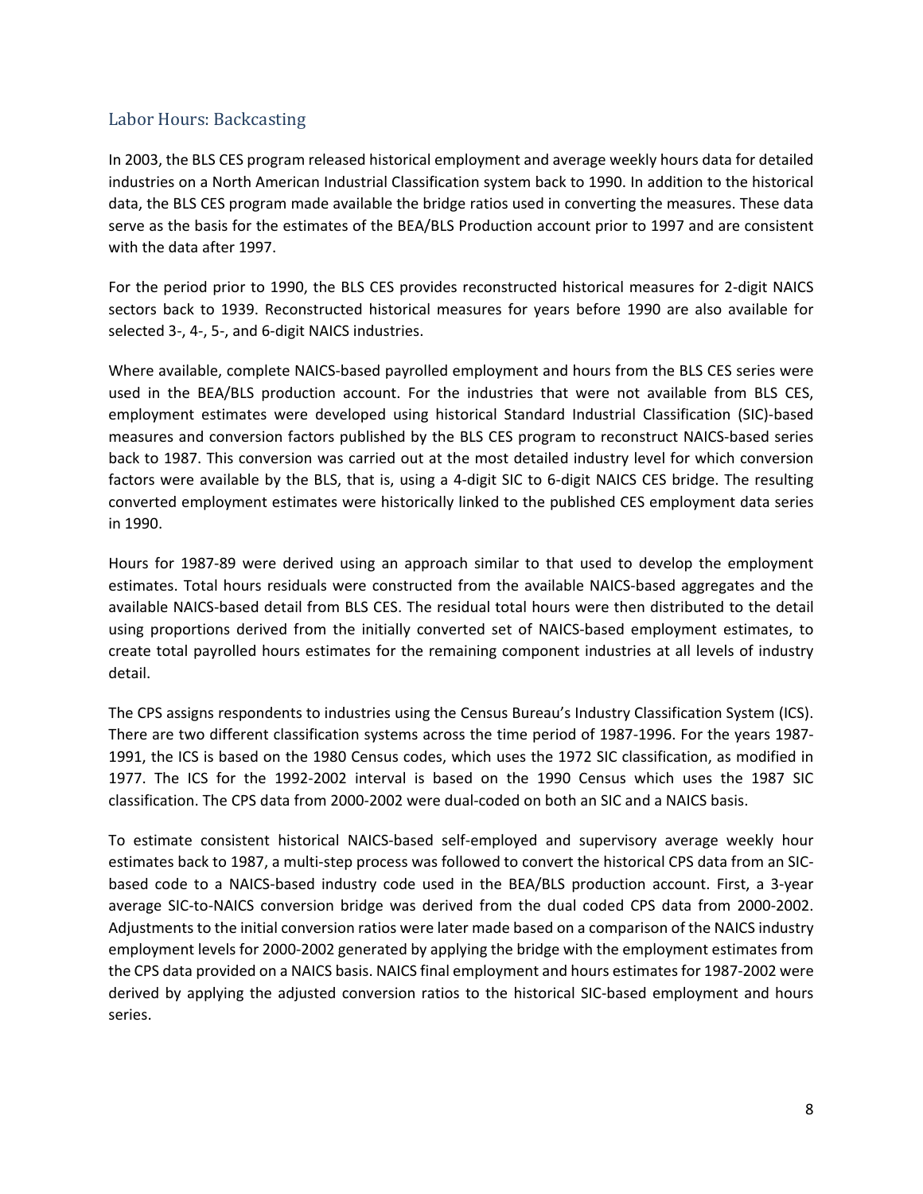## Labor Hours: Backcasting

In 2003, the BLS CES program released historical employment and average weekly hours data for detailed industries on a North American Industrial Classification system back to 1990. In addition to the historical data, the BLS CES program made available the bridge ratios used in converting the measures. These data serve as the basis for the estimates of the BEA/BLS Production account prior to 1997 and are consistent with the data after 1997.

For the period prior to 1990, the BLS CES provides reconstructed historical measures for 2-digit NAICS sectors back to 1939. Reconstructed historical measures for years before 1990 are also available for selected 3-, 4-, 5-, and 6-digit NAICS industries.

Where available, complete NAICS-based payrolled employment and hours from the BLS CES series were used in the BEA/BLS production account. For the industries that were not available from BLS CES, employment estimates were developed using historical Standard Industrial Classification (SIC)-based measures and conversion factors published by the BLS CES program to reconstruct NAICS-based series back to 1987. This conversion was carried out at the most detailed industry level for which conversion factors were available by the BLS, that is, using a 4-digit SIC to 6-digit NAICS CES bridge. The resulting converted employment estimates were historically linked to the published CES employment data series in 1990.

Hours for 1987-89 were derived using an approach similar to that used to develop the employment estimates. Total hours residuals were constructed from the available NAICS-based aggregates and the available NAICS-based detail from BLS CES. The residual total hours were then distributed to the detail using proportions derived from the initially converted set of NAICS-based employment estimates, to create total payrolled hours estimates for the remaining component industries at all levels of industry detail.

The CPS assigns respondents to industries using the Census Bureau's Industry Classification System (ICS). There are two different classification systems across the time period of 1987-1996. For the years 1987-1991, the ICS is based on the 1980 Census codes, which uses the 1972 SIC classification, as modified in 1977. The ICS for the 1992-2002 interval is based on the 1990 Census which uses the 1987 SIC classification. The CPS data from 2000-2002 were dual-coded on both an SIC and a NAICS basis.

To estimate consistent historical NAICS-based self-employed and supervisory average weekly hour estimates back to 1987, a multi-step process was followed to convert the historical CPS data from an SIC-based code to a NAICS-based industry code used in the BEA/BLS production account. First, a 3-year average SIC-to-NAICS conversion bridge was derived from the dual coded CPS data from 2000-2002. Adjustments to the initial conversion ratios were later made based on a comparison of the NAICS industry employment levels for 2000-2002 generated by applying the bridge with the employment estimates from the CPS data provided on a NAICS basis. NAICS final employment and hours estimates for 1987-2002 were derived by applying the adjusted conversion ratios to the historical SIC-based employment and hours series.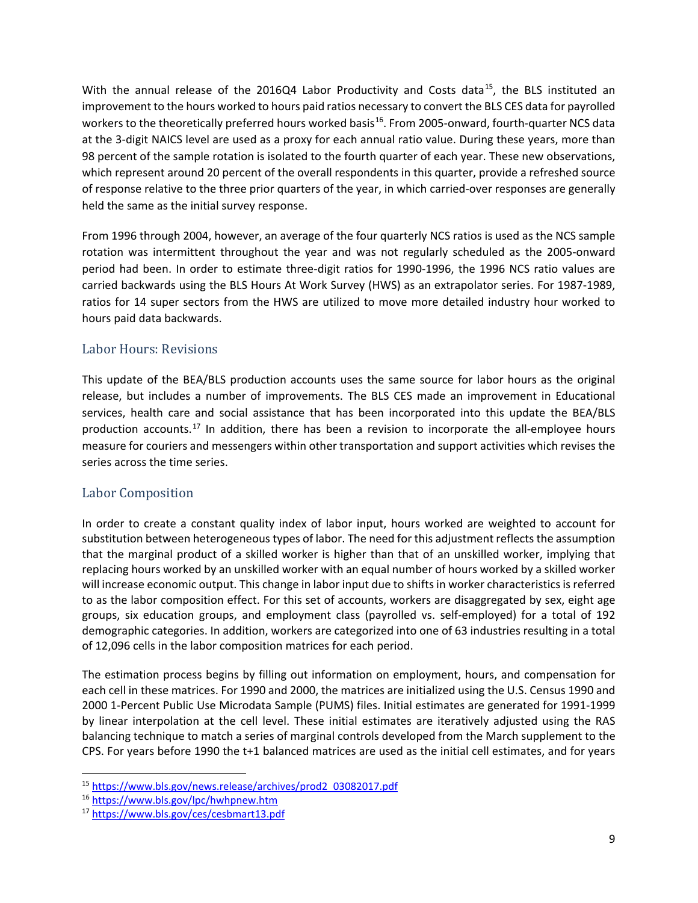With the annual release of the 2016Q4 Labor Productivity and Costs data[15], the BLS instituted an improvement to the hours worked to hours paid ratios necessary to convert the BLS CES data for payrolled workers to the theoretically preferred hours worked basis[16]. From 2005-onward, fourth-quarter NCS data at the 3-digit NAICS level are used as a proxy for each annual ratio value. During these years, more than 98 percent of the sample rotation is isolated to the fourth quarter of each year. These new observations, which represent around 20 percent of the overall respondents in this quarter, provide a refreshed source of response relative to the three prior quarters of the year, in which carried-over responses are generally held the same as the initial survey response.

From 1996 through 2004, however, an average of the four quarterly NCS ratios is used as the NCS sample rotation was intermittent throughout the year and was not regularly scheduled as the 2005-onward period had been. In order to estimate three-digit ratios for 1990-1996, the 1996 NCS ratio values are carried backwards using the BLS Hours At Work Survey (HWS) as an extrapolator series. For 1987-1989, ratios for 14 super sectors from the HWS are utilized to move more detailed industry hour worked to hours paid data backwards.

## Labor Hours: Revisions

This update of the BEA/BLS production accounts uses the same source for labor hours as the original release, but includes a number of improvements. The BLS CES made an improvement in Educational services, health care and social assistance that has been incorporated into this update the BEA/BLS production accounts.[17] In addition, there has been a revision to incorporate the all-employee hours measure for couriers and messengers within other transportation and support activities which revises the series across the time series.

## Labor Composition

In order to create a constant quality index of labor input, hours worked are weighted to account for substitution between heterogeneous types of labor. The need for this adjustment reflects the assumption that the marginal product of a skilled worker is higher than that of an unskilled worker, implying that replacing hours worked by an unskilled worker with an equal number of hours worked by a skilled worker will increase economic output. This change in labor input due to shifts in worker characteristics is referred to as the labor composition effect. For this set of accounts, workers are disaggregated by sex, eight age groups, six education groups, and employment class (payrolled vs. self-employed) for a total of 192 demographic categories. In addition, workers are categorized into one of 63 industries resulting in a total of 12,096 cells in the labor composition matrices for each period.

The estimation process begins by filling out information on employment, hours, and compensation for each cell in these matrices. For 1990 and 2000, the matrices are initialized using the U.S. Census 1990 and 2000 1-Percent Public Use Microdata Sample (PUMS) files. Initial estimates are generated for 1991-1999 by linear interpolation at the cell level. These initial estimates are iteratively adjusted using the RAS balancing technique to match a series of marginal controls developed from the March supplement to the CPS. For years before 1990 the t+1 balanced matrices are used as the initial cell estimates, and for years

[15] https://www.bls.gov/news.release/archives/prod2_03082017.pdf

[16] https://www.bls.gov/lpc/hwhpnew.htm

[17] https://www.bls.gov/ces/cesbmart13.pdf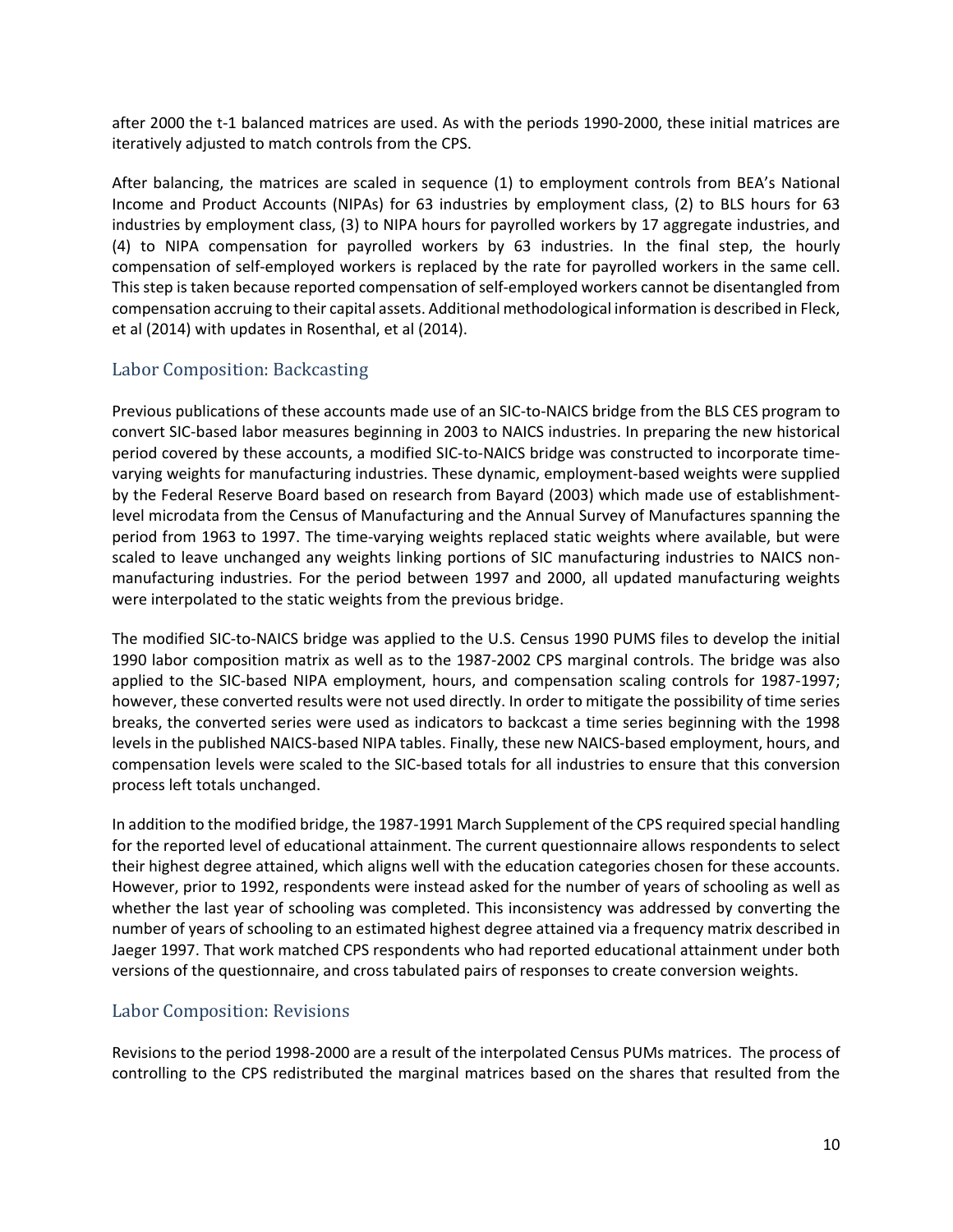after 2000 the t-1 balanced matrices are used. As with the periods 1990-2000, these initial matrices are iteratively adjusted to match controls from the CPS.

After balancing, the matrices are scaled in sequence (1) to employment controls from BEA's National Income and Product Accounts (NIPAs) for 63 industries by employment class, (2) to BLS hours for 63 industries by employment class, (3) to NIPA hours for payrolled workers by 17 aggregate industries, and (4) to NIPA compensation for payrolled workers by 63 industries. In the final step, the hourly compensation of self-employed workers is replaced by the rate for payrolled workers in the same cell. This step is taken because reported compensation of self-employed workers cannot be disentangled from compensation accruing to their capital assets. Additional methodological information is described in Fleck, et al (2014) with updates in Rosenthal, et al (2014).

## Labor Composition: Backcasting

Previous publications of these accounts made use of an SIC-to-NAICS bridge from the BLS CES program to convert SIC-based labor measures beginning in 2003 to NAICS industries. In preparing the new historical period covered by these accounts, a modified SIC-to-NAICS bridge was constructed to incorporate time-varying weights for manufacturing industries. These dynamic, employment-based weights were supplied by the Federal Reserve Board based on research from Bayard (2003) which made use of establishment-level microdata from the Census of Manufacturing and the Annual Survey of Manufactures spanning the period from 1963 to 1997. The time-varying weights replaced static weights where available, but were scaled to leave unchanged any weights linking portions of SIC manufacturing industries to NAICS non-manufacturing industries. For the period between 1997 and 2000, all updated manufacturing weights were interpolated to the static weights from the previous bridge.

The modified SIC-to-NAICS bridge was applied to the U.S. Census 1990 PUMS files to develop the initial 1990 labor composition matrix as well as to the 1987-2002 CPS marginal controls. The bridge was also applied to the SIC-based NIPA employment, hours, and compensation scaling controls for 1987-1997; however, these converted results were not used directly. In order to mitigate the possibility of time series breaks, the converted series were used as indicators to backcast a time series beginning with the 1998 levels in the published NAICS-based NIPA tables. Finally, these new NAICS-based employment, hours, and compensation levels were scaled to the SIC-based totals for all industries to ensure that this conversion process left totals unchanged.

In addition to the modified bridge, the 1987-1991 March Supplement of the CPS required special handling for the reported level of educational attainment. The current questionnaire allows respondents to select their highest degree attained, which aligns well with the education categories chosen for these accounts. However, prior to 1992, respondents were instead asked for the number of years of schooling as well as whether the last year of schooling was completed. This inconsistency was addressed by converting the number of years of schooling to an estimated highest degree attained via a frequency matrix described in Jaeger 1997. That work matched CPS respondents who had reported educational attainment under both versions of the questionnaire, and cross tabulated pairs of responses to create conversion weights.

## Labor Composition: Revisions

Revisions to the period 1998-2000 are a result of the interpolated Census PUMs matrices. The process of controlling to the CPS redistributed the marginal matrices based on the shares that resulted from the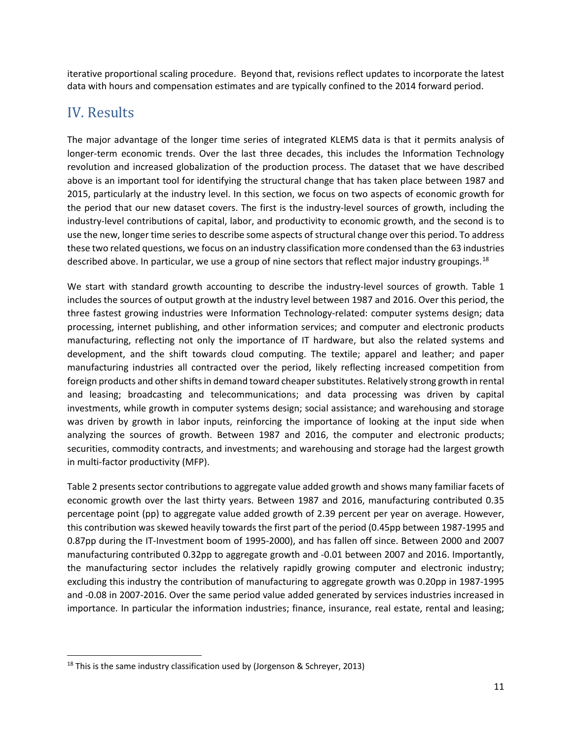iterative proportional scaling procedure. Beyond that, revisions reflect updates to incorporate the latest data with hours and compensation estimates and are typically confined to the 2014 forward period.

## IV. Results

The major advantage of the longer time series of integrated KLEMS data is that it permits analysis of longer-term economic trends. Over the last three decades, this includes the Information Technology revolution and increased globalization of the production process. The dataset that we have described above is an important tool for identifying the structural change that has taken place between 1987 and 2015, particularly at the industry level. In this section, we focus on two aspects of economic growth for the period that our new dataset covers. The first is the industry-level sources of growth, including the industry-level contributions of capital, labor, and productivity to economic growth, and the second is to use the new, longer time series to describe some aspects of structural change over this period. To address these two related questions, we focus on an industry classification more condensed than the 63 industries described above. In particular, we use a group of nine sectors that reflect major industry groupings.[18]

We start with standard growth accounting to describe the industry-level sources of growth. Table 1 includes the sources of output growth at the industry level between 1987 and 2016. Over this period, the three fastest growing industries were Information Technology-related: computer systems design; data processing, internet publishing, and other information services; and computer and electronic products manufacturing, reflecting not only the importance of IT hardware, but also the related systems and development, and the shift towards cloud computing. The textile; apparel and leather; and paper manufacturing industries all contracted over the period, likely reflecting increased competition from foreign products and other shifts in demand toward cheaper substitutes. Relatively strong growth in rental and leasing; broadcasting and telecommunications; and data processing was driven by capital investments, while growth in computer systems design; social assistance; and warehousing and storage was driven by growth in labor inputs, reinforcing the importance of looking at the input side when analyzing the sources of growth. Between 1987 and 2016, the computer and electronic products; securities, commodity contracts, and investments; and warehousing and storage had the largest growth in multi-factor productivity (MFP).

Table 2 presents sector contributions to aggregate value added growth and shows many familiar facets of economic growth over the last thirty years. Between 1987 and 2016, manufacturing contributed 0.35 percentage point (pp) to aggregate value added growth of 2.39 percent per year on average. However, this contribution was skewed heavily towards the first part of the period (0.45pp between 1987-1995 and 0.87pp during the IT-Investment boom of 1995-2000), and has fallen off since. Between 2000 and 2007 manufacturing contributed 0.32pp to aggregate growth and -0.01 between 2007 and 2016. Importantly, the manufacturing sector includes the relatively rapidly growing computer and electronic industry; excluding this industry the contribution of manufacturing to aggregate growth was 0.20pp in 1987-1995 and -0.08 in 2007-2016. Over the same period value added generated by services industries increased in importance. In particular the information industries; finance, insurance, real estate, rental and leasing;

---

[18] This is the same industry classification used by (Jorgenson & Schreyer, 2013)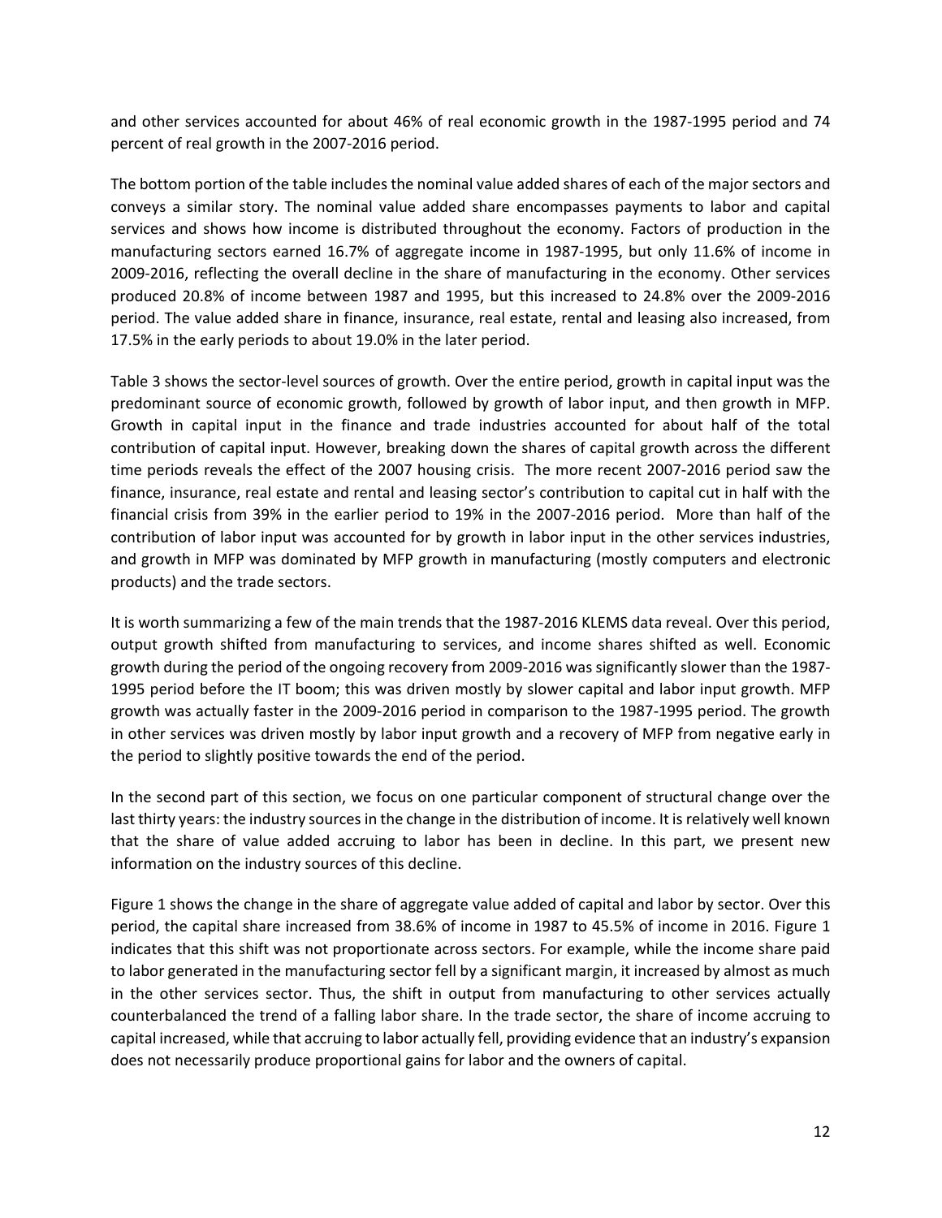and other services accounted for about 46% of real economic growth in the 1987-1995 period and 74 percent of real growth in the 2007-2016 period.

The bottom portion of the table includes the nominal value added shares of each of the major sectors and conveys a similar story. The nominal value added share encompasses payments to labor and capital services and shows how income is distributed throughout the economy. Factors of production in the manufacturing sectors earned 16.7% of aggregate income in 1987-1995, but only 11.6% of income in 2009-2016, reflecting the overall decline in the share of manufacturing in the economy. Other services produced 20.8% of income between 1987 and 1995, but this increased to 24.8% over the 2009-2016 period. The value added share in finance, insurance, real estate, rental and leasing also increased, from 17.5% in the early periods to about 19.0% in the later period.

Table 3 shows the sector-level sources of growth. Over the entire period, growth in capital input was the predominant source of economic growth, followed by growth of labor input, and then growth in MFP. Growth in capital input in the finance and trade industries accounted for about half of the total contribution of capital input. However, breaking down the shares of capital growth across the different time periods reveals the effect of the 2007 housing crisis. The more recent 2007-2016 period saw the finance, insurance, real estate and rental and leasing sector's contribution to capital cut in half with the financial crisis from 39% in the earlier period to 19% in the 2007-2016 period. More than half of the contribution of labor input was accounted for by growth in labor input in the other services industries, and growth in MFP was dominated by MFP growth in manufacturing (mostly computers and electronic products) and the trade sectors.

It is worth summarizing a few of the main trends that the 1987-2016 KLEMS data reveal. Over this period, output growth shifted from manufacturing to services, and income shares shifted as well. Economic growth during the period of the ongoing recovery from 2009-2016 was significantly slower than the 1987-1995 period before the IT boom; this was driven mostly by slower capital and labor input growth. MFP growth was actually faster in the 2009-2016 period in comparison to the 1987-1995 period. The growth in other services was driven mostly by labor input growth and a recovery of MFP from negative early in the period to slightly positive towards the end of the period.

In the second part of this section, we focus on one particular component of structural change over the last thirty years: the industry sources in the change in the distribution of income. It is relatively well known that the share of value added accruing to labor has been in decline. In this part, we present new information on the industry sources of this decline.

Figure 1 shows the change in the share of aggregate value added of capital and labor by sector. Over this period, the capital share increased from 38.6% of income in 1987 to 45.5% of income in 2016. Figure 1 indicates that this shift was not proportionate across sectors. For example, while the income share paid to labor generated in the manufacturing sector fell by a significant margin, it increased by almost as much in the other services sector. Thus, the shift in output from manufacturing to other services actually counterbalanced the trend of a falling labor share. In the trade sector, the share of income accruing to capital increased, while that accruing to labor actually fell, providing evidence that an industry's expansion does not necessarily produce proportional gains for labor and the owners of capital.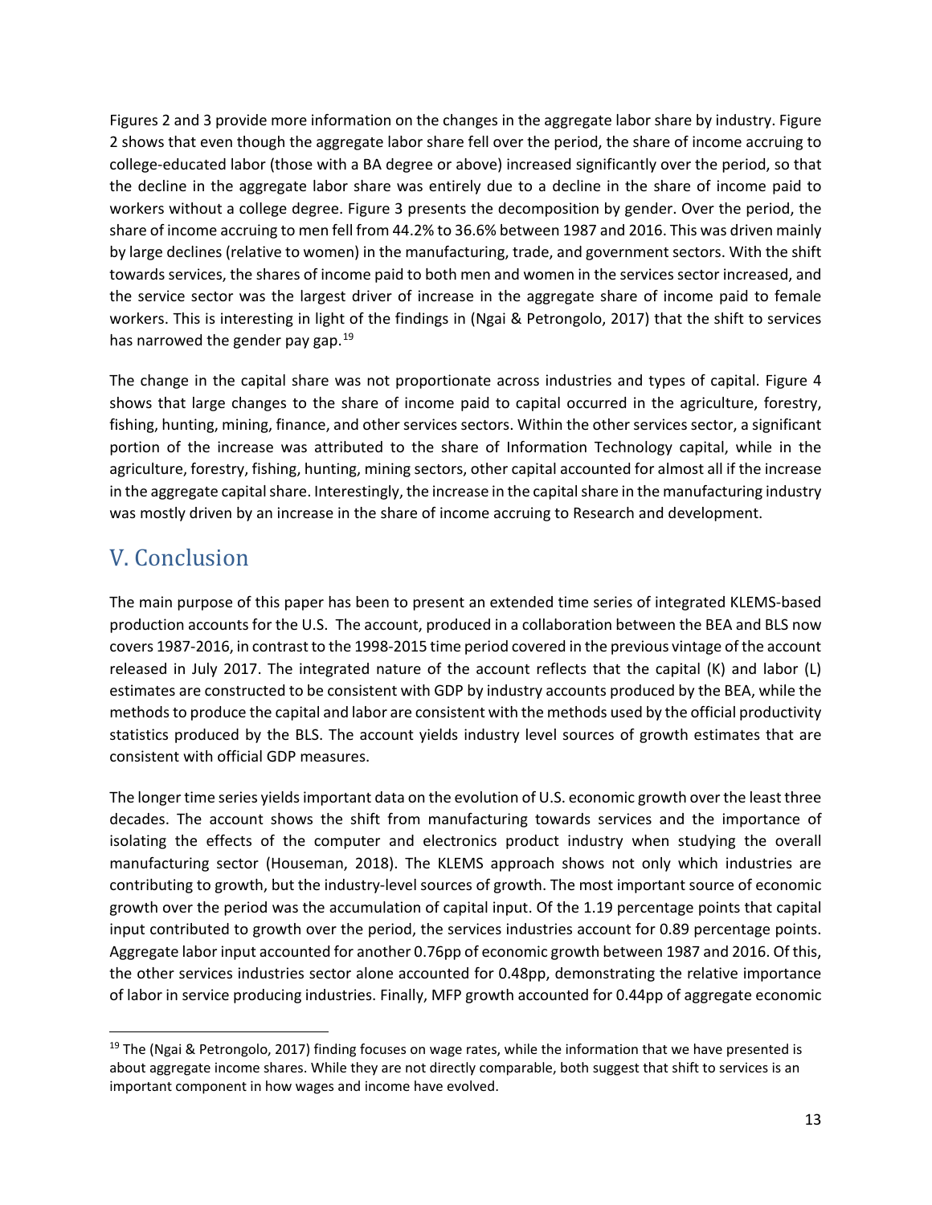Figures 2 and 3 provide more information on the changes in the aggregate labor share by industry. Figure 2 shows that even though the aggregate labor share fell over the period, the share of income accruing to college-educated labor (those with a BA degree or above) increased significantly over the period, so that the decline in the aggregate labor share was entirely due to a decline in the share of income paid to workers without a college degree. Figure 3 presents the decomposition by gender. Over the period, the share of income accruing to men fell from 44.2% to 36.6% between 1987 and 2016. This was driven mainly by large declines (relative to women) in the manufacturing, trade, and government sectors. With the shift towards services, the shares of income paid to both men and women in the services sector increased, and the service sector was the largest driver of increase in the aggregate share of income paid to female workers. This is interesting in light of the findings in (Ngai & Petrongolo, 2017) that the shift to services has narrowed the gender pay gap.[19]

The change in the capital share was not proportionate across industries and types of capital. Figure 4 shows that large changes to the share of income paid to capital occurred in the agriculture, forestry, fishing, hunting, mining, finance, and other services sectors. Within the other services sector, a significant portion of the increase was attributed to the share of Information Technology capital, while in the agriculture, forestry, fishing, hunting, mining sectors, other capital accounted for almost all if the increase in the aggregate capital share. Interestingly, the increase in the capital share in the manufacturing industry was mostly driven by an increase in the share of income accruing to Research and development.

## V. Conclusion

The main purpose of this paper has been to present an extended time series of integrated KLEMS-based production accounts for the U.S. The account, produced in a collaboration between the BEA and BLS now covers 1987-2016, in contrast to the 1998-2015 time period covered in the previous vintage of the account released in July 2017. The integrated nature of the account reflects that the capital (K) and labor (L) estimates are constructed to be consistent with GDP by industry accounts produced by the BEA, while the methods to produce the capital and labor are consistent with the methods used by the official productivity statistics produced by the BLS. The account yields industry level sources of growth estimates that are consistent with official GDP measures.

The longer time series yields important data on the evolution of U.S. economic growth over the least three decades. The account shows the shift from manufacturing towards services and the importance of isolating the effects of the computer and electronics product industry when studying the overall manufacturing sector (Houseman, 2018). The KLEMS approach shows not only which industries are contributing to growth, but the industry-level sources of growth. The most important source of economic growth over the period was the accumulation of capital input. Of the 1.19 percentage points that capital input contributed to growth over the period, the services industries account for 0.89 percentage points. Aggregate labor input accounted for another 0.76pp of economic growth between 1987 and 2016. Of this, the other services industries sector alone accounted for 0.48pp, demonstrating the relative importance of labor in service producing industries. Finally, MFP growth accounted for 0.44pp of aggregate economic

[19] The (Ngai & Petrongolo, 2017) finding focuses on wage rates, while the information that we have presented is about aggregate income shares. While they are not directly comparable, both suggest that shift to services is an important component in how wages and income have evolved.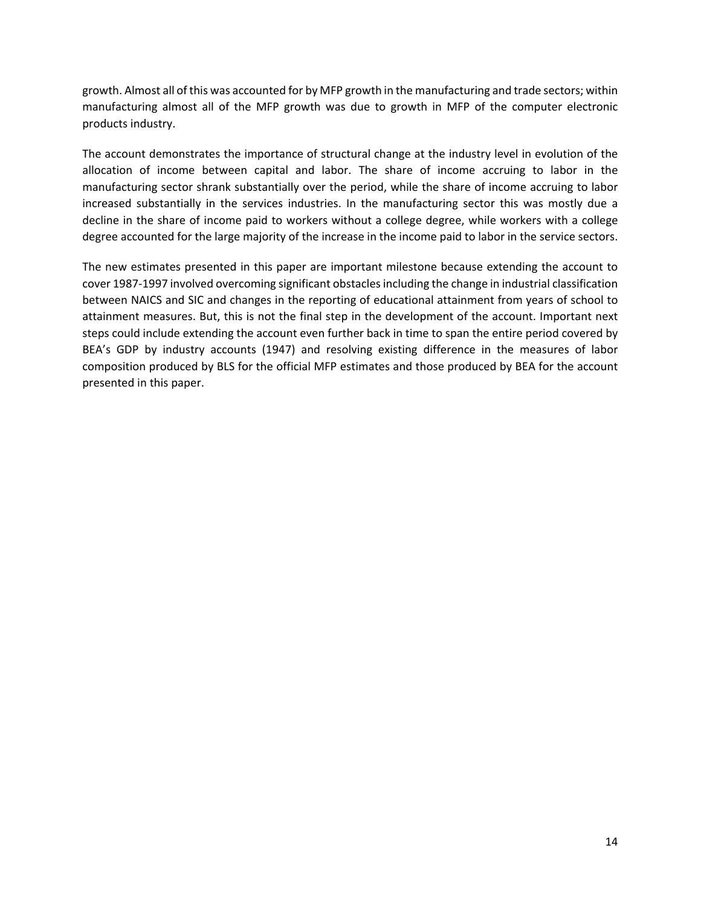growth. Almost all of this was accounted for by MFP growth in the manufacturing and trade sectors; within manufacturing almost all of the MFP growth was due to growth in MFP of the computer electronic products industry.

The account demonstrates the importance of structural change at the industry level in evolution of the allocation of income between capital and labor. The share of income accruing to labor in the manufacturing sector shrank substantially over the period, while the share of income accruing to labor increased substantially in the services industries. In the manufacturing sector this was mostly due a decline in the share of income paid to workers without a college degree, while workers with a college degree accounted for the large majority of the increase in the income paid to labor in the service sectors.

The new estimates presented in this paper are important milestone because extending the account to cover 1987-1997 involved overcoming significant obstacles including the change in industrial classification between NAICS and SIC and changes in the reporting of educational attainment from years of school to attainment measures. But, this is not the final step in the development of the account. Important next steps could include extending the account even further back in time to span the entire period covered by BEA's GDP by industry accounts (1947) and resolving existing difference in the measures of labor composition produced by BLS for the official MFP estimates and those produced by BEA for the account presented in this paper.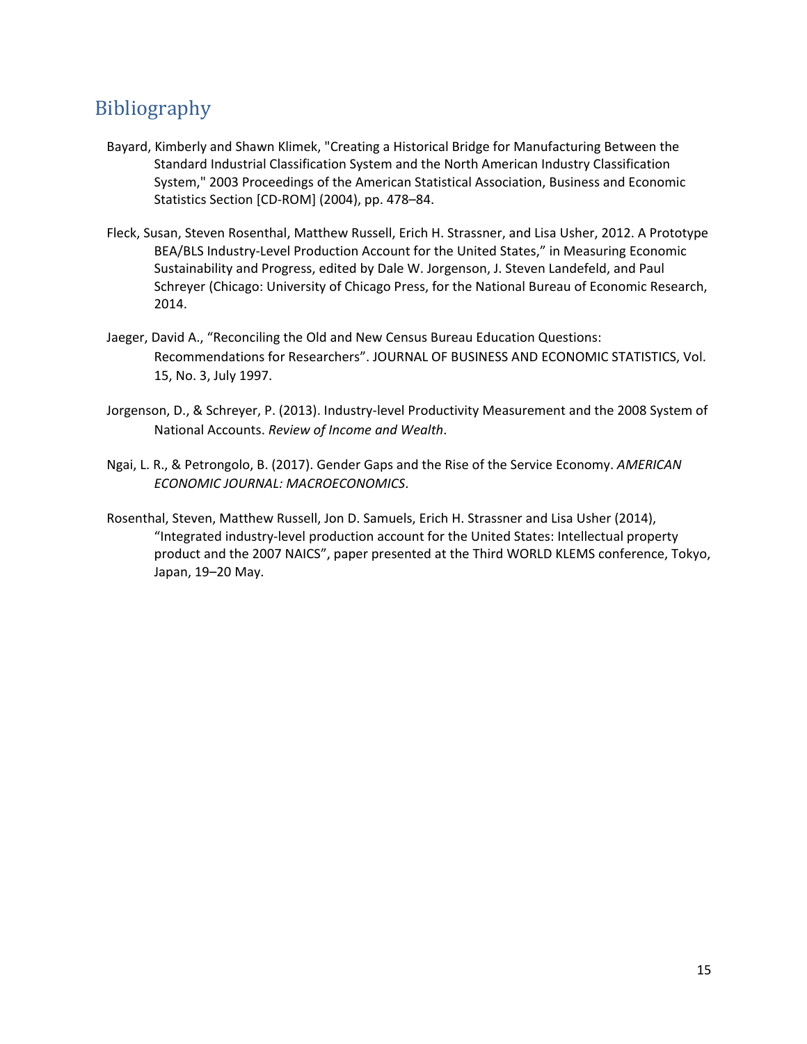# Bibliography

Bayard, Kimberly and Shawn Klimek, "Creating a Historical Bridge for Manufacturing Between the Standard Industrial Classification System and the North American Industry Classification System," 2003 Proceedings of the American Statistical Association, Business and Economic Statistics Section [CD-ROM] (2004), pp. 478–84.

Fleck, Susan, Steven Rosenthal, Matthew Russell, Erich H. Strassner, and Lisa Usher, 2012. A Prototype BEA/BLS Industry-Level Production Account for the United States," in Measuring Economic Sustainability and Progress, edited by Dale W. Jorgenson, J. Steven Landefeld, and Paul Schreyer (Chicago: University of Chicago Press, for the National Bureau of Economic Research, 2014.

Jaeger, David A., "Reconciling the Old and New Census Bureau Education Questions: Recommendations for Researchers". JOURNAL OF BUSINESS AND ECONOMIC STATISTICS, Vol. 15, No. 3, July 1997.

Jorgenson, D., & Schreyer, P. (2013). Industry-level Productivity Measurement and the 2008 System of National Accounts. *Review of Income and Wealth*.

Ngai, L. R., & Petrongolo, B. (2017). Gender Gaps and the Rise of the Service Economy. *AMERICAN ECONOMIC JOURNAL: MACROECONOMICS*.

Rosenthal, Steven, Matthew Russell, Jon D. Samuels, Erich H. Strassner and Lisa Usher (2014), "Integrated industry-level production account for the United States: Intellectual property product and the 2007 NAICS", paper presented at the Third WORLD KLEMS conference, Tokyo, Japan, 19–20 May.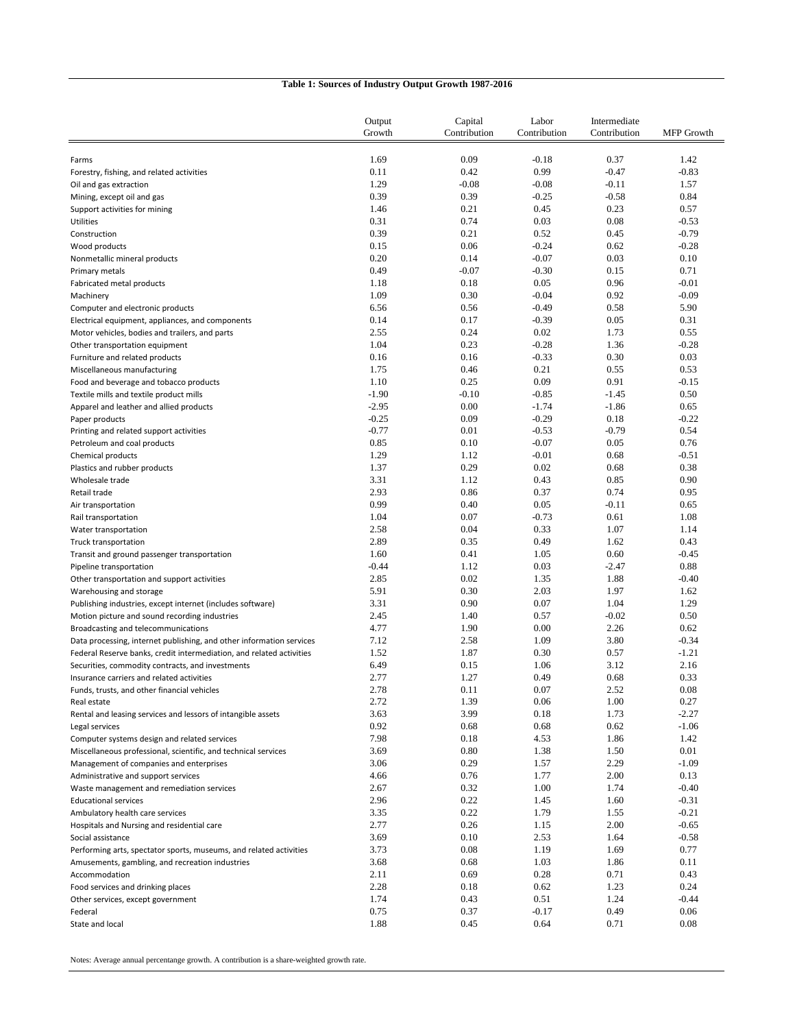**Table 1: Sources of Industry Output Growth 1987-2016**

| | Output Growth | Capital Contribution | Labor Contribution | Intermediate Contribution | MFP Growth |
|---|---|---|---|---|---|
| Farms | 1.69 | 0.09 | -0.18 | 0.37 | 1.42 |
| Forestry, fishing, and related activities | 0.11 | 0.42 | 0.99 | -0.47 | -0.83 |
| Oil and gas extraction | 1.29 | -0.08 | -0.08 | -0.11 | 1.57 |
| Mining, except oil and gas | 0.39 | 0.39 | -0.25 | -0.58 | 0.84 |
| Support activities for mining | 1.46 | 0.21 | 0.45 | 0.23 | 0.57 |
| Utilities | 0.31 | 0.74 | 0.03 | 0.08 | -0.53 |
| Construction | 0.39 | 0.21 | 0.52 | 0.45 | -0.79 |
| Wood products | 0.15 | 0.06 | -0.24 | 0.62 | -0.28 |
| Nonmetallic mineral products | 0.20 | 0.14 | -0.07 | 0.03 | 0.10 |
| Primary metals | 0.49 | -0.07 | -0.30 | 0.15 | 0.71 |
| Fabricated metal products | 1.18 | 0.18 | 0.05 | 0.96 | -0.01 |
| Machinery | 1.09 | 0.30 | -0.04 | 0.92 | -0.09 |
| Computer and electronic products | 6.56 | 0.56 | -0.49 | 0.58 | 5.90 |
| Electrical equipment, appliances, and components | 0.14 | 0.17 | -0.39 | 0.05 | 0.31 |
| Motor vehicles, bodies and trailers, and parts | 2.55 | 0.24 | 0.02 | 1.73 | 0.55 |
| Other transportation equipment | 1.04 | 0.23 | -0.28 | 1.36 | -0.28 |
| Furniture and related products | 0.16 | 0.16 | -0.33 | 0.30 | 0.03 |
| Miscellaneous manufacturing | 1.75 | 0.46 | 0.21 | 0.55 | 0.53 |
| Food and beverage and tobacco products | 1.10 | 0.25 | 0.09 | 0.91 | -0.15 |
| Textile mills and textile product mills | -1.90 | -0.10 | -0.85 | -1.45 | 0.50 |
| Apparel and leather and allied products | -2.95 | 0.00 | -1.74 | -1.86 | 0.65 |
| Paper products | -0.25 | 0.09 | -0.29 | 0.18 | -0.22 |
| Printing and related support activities | -0.77 | 0.01 | -0.53 | -0.79 | 0.54 |
| Petroleum and coal products | 0.85 | 0.10 | -0.07 | 0.05 | 0.76 |
| Chemical products | 1.29 | 1.12 | -0.01 | 0.68 | -0.51 |
| Plastics and rubber products | 1.37 | 0.29 | 0.02 | 0.68 | 0.38 |
| Wholesale trade | 3.31 | 1.12 | 0.43 | 0.85 | 0.90 |
| Retail trade | 2.93 | 0.86 | 0.37 | 0.74 | 0.95 |
| Air transportation | 0.99 | 0.40 | 0.05 | -0.11 | 0.65 |
| Rail transportation | 1.04 | 0.07 | -0.73 | 0.61 | 1.08 |
| Water transportation | 2.58 | 0.04 | 0.33 | 1.07 | 1.14 |
| Truck transportation | 2.89 | 0.35 | 0.49 | 1.62 | 0.43 |
| Transit and ground passenger transportation | 1.60 | 0.41 | 1.05 | 0.60 | -0.45 |
| Pipeline transportation | -0.44 | 1.12 | 0.03 | -2.47 | 0.88 |
| Other transportation and support activities | 2.85 | 0.02 | 1.35 | 1.88 | -0.40 |
| Warehousing and storage | 5.91 | 0.30 | 2.03 | 1.97 | 1.62 |
| Publishing industries, except internet (includes software) | 3.31 | 0.90 | 0.07 | 1.04 | 1.29 |
| Motion picture and sound recording industries | 2.45 | 1.40 | 0.57 | -0.02 | 0.50 |
| Broadcasting and telecommunications | 4.77 | 1.90 | 0.00 | 2.26 | 0.62 |
| Data processing, internet publishing, and other information services | 7.12 | 2.58 | 1.09 | 3.80 | -0.34 |
| Federal Reserve banks, credit intermediation, and related activities | 1.52 | 1.87 | 0.30 | 0.57 | -1.21 |
| Securities, commodity contracts, and investments | 6.49 | 0.15 | 1.06 | 3.12 | 2.16 |
| Insurance carriers and related activities | 2.77 | 1.27 | 0.49 | 0.68 | 0.33 |
| Funds, trusts, and other financial vehicles | 2.78 | 0.11 | 0.07 | 2.52 | 0.08 |
| Real estate | 2.72 | 1.39 | 0.06 | 1.00 | 0.27 |
| Rental and leasing services and lessors of intangible assets | 3.63 | 3.99 | 0.18 | 1.73 | -2.27 |
| Legal services | 0.92 | 0.68 | 0.68 | 0.62 | -1.06 |
| Computer systems design and related services | 7.98 | 0.18 | 4.53 | 1.86 | 1.42 |
| Miscellaneous professional, scientific, and technical services | 3.69 | 0.80 | 1.38 | 1.50 | 0.01 |
| Management of companies and enterprises | 3.06 | 0.29 | 1.57 | 2.29 | -1.09 |
| Administrative and support services | 4.66 | 0.76 | 1.77 | 2.00 | 0.13 |
| Waste management and remediation services | 2.67 | 0.32 | 1.00 | 1.74 | -0.40 |
| Educational services | 2.96 | 0.22 | 1.45 | 1.60 | -0.31 |
| Ambulatory health care services | 3.35 | 0.22 | 1.79 | 1.55 | -0.21 |
| Hospitals and Nursing and residential care | 2.77 | 0.26 | 1.15 | 2.00 | -0.65 |
| Social assistance | 3.69 | 0.10 | 2.53 | 1.64 | -0.58 |
| Performing arts, spectator sports, museums, and related activities | 3.73 | 0.08 | 1.19 | 1.69 | 0.77 |
| Amusements, gambling, and recreation industries | 3.68 | 0.68 | 1.03 | 1.86 | 0.11 |
| Accommodation | 2.11 | 0.69 | 0.28 | 0.71 | 0.43 |
| Food services and drinking places | 2.28 | 0.18 | 0.62 | 1.23 | 0.24 |
| Other services, except government | 1.74 | 0.43 | 0.51 | 1.24 | -0.44 |
| Federal | 0.75 | 0.37 | -0.17 | 0.49 | 0.06 |
| State and local | 1.88 | 0.45 | 0.64 | 0.71 | 0.08 |

Notes: Average annual percentange growth. A contribution is a share-weighted growth rate.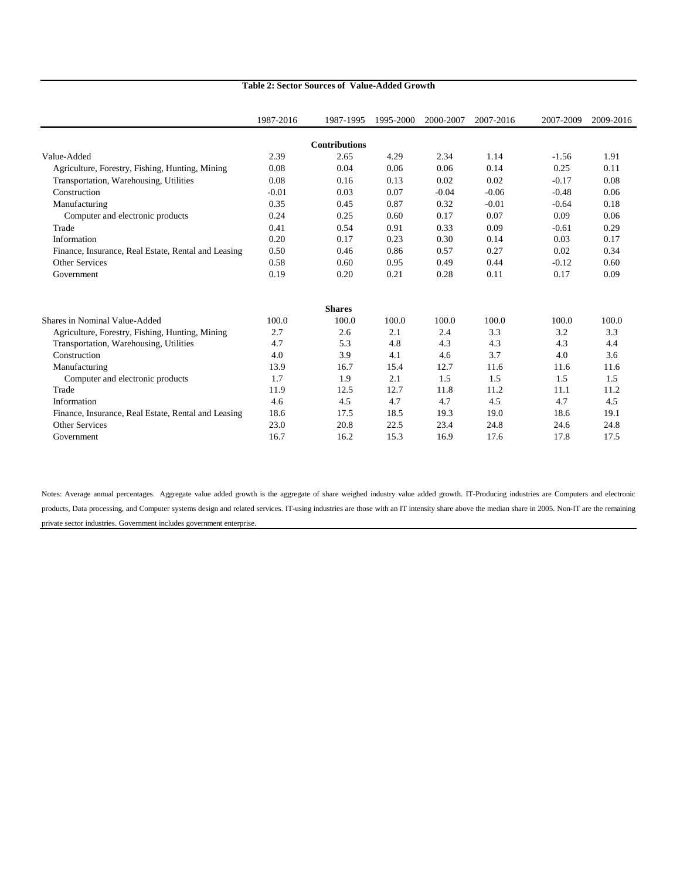**Table 2: Sector Sources of Value-Added Growth**

| | 1987-2016 | 1987-1995 | 1995-2000 | 2000-2007 | 2007-2016 | 2007-2009 | 2009-2016 |
|---|---|---|---|---|---|---|---|
| | | **Contributions** | | | | | |
| Value-Added | 2.39 | 2.65 | 4.29 | 2.34 | 1.14 | -1.56 | 1.91 |
| Agriculture, Forestry, Fishing, Hunting, Mining | 0.08 | 0.04 | 0.06 | 0.06 | 0.14 | 0.25 | 0.11 |
| Transportation, Warehousing, Utilities | 0.08 | 0.16 | 0.13 | 0.02 | 0.02 | -0.17 | 0.08 |
| Construction | -0.01 | 0.03 | 0.07 | -0.04 | -0.06 | -0.48 | 0.06 |
| Manufacturing | 0.35 | 0.45 | 0.87 | 0.32 | -0.01 | -0.64 | 0.18 |
| Computer and electronic products | 0.24 | 0.25 | 0.60 | 0.17 | 0.07 | 0.09 | 0.06 |
| Trade | 0.41 | 0.54 | 0.91 | 0.33 | 0.09 | -0.61 | 0.29 |
| Information | 0.20 | 0.17 | 0.23 | 0.30 | 0.14 | 0.03 | 0.17 |
| Finance, Insurance, Real Estate, Rental and Leasing | 0.50 | 0.46 | 0.86 | 0.57 | 0.27 | 0.02 | 0.34 |
| Other Services | 0.58 | 0.60 | 0.95 | 0.49 | 0.44 | -0.12 | 0.60 |
| Government | 0.19 | 0.20 | 0.21 | 0.28 | 0.11 | 0.17 | 0.09 |
| | | **Shares** | | | | | |
| Shares in Nominal Value-Added | 100.0 | 100.0 | 100.0 | 100.0 | 100.0 | 100.0 | 100.0 |
| Agriculture, Forestry, Fishing, Hunting, Mining | 2.7 | 2.6 | 2.1 | 2.4 | 3.3 | 3.2 | 3.3 |
| Transportation, Warehousing, Utilities | 4.7 | 5.3 | 4.8 | 4.3 | 4.3 | 4.3 | 4.4 |
| Construction | 4.0 | 3.9 | 4.1 | 4.6 | 3.7 | 4.0 | 3.6 |
| Manufacturing | 13.9 | 16.7 | 15.4 | 12.7 | 11.6 | 11.6 | 11.6 |
| Computer and electronic products | 1.7 | 1.9 | 2.1 | 1.5 | 1.5 | 1.5 | 1.5 |
| Trade | 11.9 | 12.5 | 12.7 | 11.8 | 11.2 | 11.1 | 11.2 |
| Information | 4.6 | 4.5 | 4.7 | 4.7 | 4.5 | 4.7 | 4.5 |
| Finance, Insurance, Real Estate, Rental and Leasing | 18.6 | 17.5 | 18.5 | 19.3 | 19.0 | 18.6 | 19.1 |
| Other Services | 23.0 | 20.8 | 22.5 | 23.4 | 24.8 | 24.6 | 24.8 |
| Government | 16.7 | 16.2 | 15.3 | 16.9 | 17.6 | 17.8 | 17.5 |

Notes: Average annual percentages. Aggregate value added growth is the aggregate of share weighed industry value added growth. IT-Producing industries are Computers and electronic products, Data processing, and Computer systems design and related services. IT-using industries are those with an IT intensity share above the median share in 2005. Non-IT are the remaining private sector industries. Government includes government enterprise.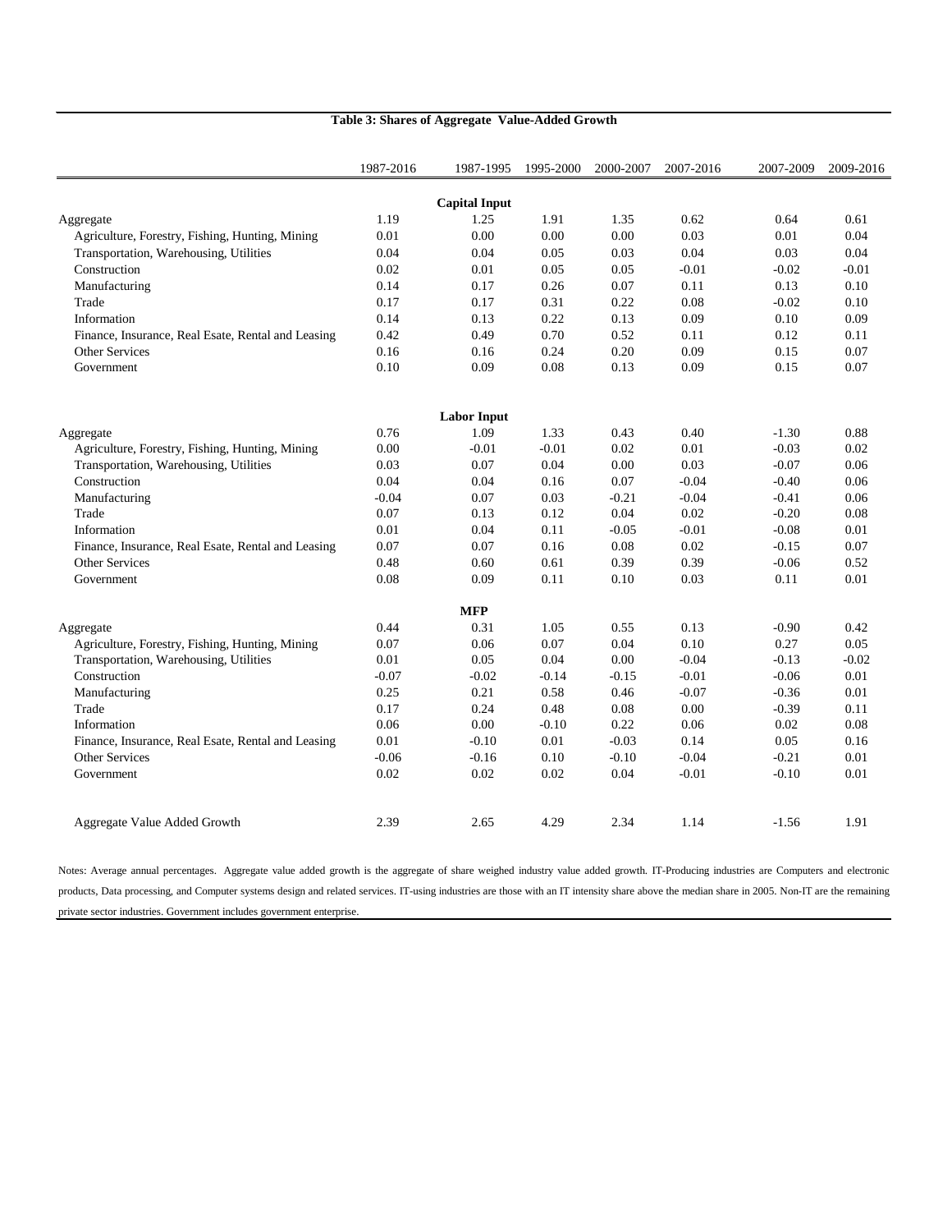**Table 3: Shares of Aggregate Value-Added Growth**

| | 1987-2016 | 1987-1995 | 1995-2000 | 2000-2007 | 2007-2016 | 2007-2009 | 2009-2016 |
|---|---|---|---|---|---|---|---|
| | | **Capital Input** | | | | | |
| Aggregate | 1.19 | 1.25 | 1.91 | 1.35 | 0.62 | 0.64 | 0.61 |
| Agriculture, Forestry, Fishing, Hunting, Mining | 0.01 | 0.00 | 0.00 | 0.00 | 0.03 | 0.01 | 0.04 |
| Transportation, Warehousing, Utilities | 0.04 | 0.04 | 0.05 | 0.03 | 0.04 | 0.03 | 0.04 |
| Construction | 0.02 | 0.01 | 0.05 | 0.05 | -0.01 | -0.02 | -0.01 |
| Manufacturing | 0.14 | 0.17 | 0.26 | 0.07 | 0.11 | 0.13 | 0.10 |
| Trade | 0.17 | 0.17 | 0.31 | 0.22 | 0.08 | -0.02 | 0.10 |
| Information | 0.14 | 0.13 | 0.22 | 0.13 | 0.09 | 0.10 | 0.09 |
| Finance, Insurance, Real Esate, Rental and Leasing | 0.42 | 0.49 | 0.70 | 0.52 | 0.11 | 0.12 | 0.11 |
| Other Services | 0.16 | 0.16 | 0.24 | 0.20 | 0.09 | 0.15 | 0.07 |
| Government | 0.10 | 0.09 | 0.08 | 0.13 | 0.09 | 0.15 | 0.07 |
| | | **Labor Input** | | | | | |
| Aggregate | 0.76 | 1.09 | 1.33 | 0.43 | 0.40 | -1.30 | 0.88 |
| Agriculture, Forestry, Fishing, Hunting, Mining | 0.00 | -0.01 | -0.01 | 0.02 | 0.01 | -0.03 | 0.02 |
| Transportation, Warehousing, Utilities | 0.03 | 0.07 | 0.04 | 0.00 | 0.03 | -0.07 | 0.06 |
| Construction | 0.04 | 0.04 | 0.16 | 0.07 | -0.04 | -0.40 | 0.06 |
| Manufacturing | -0.04 | 0.07 | 0.03 | -0.21 | -0.04 | -0.41 | 0.06 |
| Trade | 0.07 | 0.13 | 0.12 | 0.04 | 0.02 | -0.20 | 0.08 |
| Information | 0.01 | 0.04 | 0.11 | -0.05 | -0.01 | -0.08 | 0.01 |
| Finance, Insurance, Real Esate, Rental and Leasing | 0.07 | 0.07 | 0.16 | 0.08 | 0.02 | -0.15 | 0.07 |
| Other Services | 0.48 | 0.60 | 0.61 | 0.39 | 0.39 | -0.06 | 0.52 |
| Government | 0.08 | 0.09 | 0.11 | 0.10 | 0.03 | 0.11 | 0.01 |
| | | **MFP** | | | | | |
| Aggregate | 0.44 | 0.31 | 1.05 | 0.55 | 0.13 | -0.90 | 0.42 |
| Agriculture, Forestry, Fishing, Hunting, Mining | 0.07 | 0.06 | 0.07 | 0.04 | 0.10 | 0.27 | 0.05 |
| Transportation, Warehousing, Utilities | 0.01 | 0.05 | 0.04 | 0.00 | -0.04 | -0.13 | -0.02 |
| Construction | -0.07 | -0.02 | -0.14 | -0.15 | -0.01 | -0.06 | 0.01 |
| Manufacturing | 0.25 | 0.21 | 0.58 | 0.46 | -0.07 | -0.36 | 0.01 |
| Trade | 0.17 | 0.24 | 0.48 | 0.08 | 0.00 | -0.39 | 0.11 |
| Information | 0.06 | 0.00 | -0.10 | 0.22 | 0.06 | 0.02 | 0.08 |
| Finance, Insurance, Real Esate, Rental and Leasing | 0.01 | -0.10 | 0.01 | -0.03 | 0.14 | 0.05 | 0.16 |
| Other Services | -0.06 | -0.16 | 0.10 | -0.10 | -0.04 | -0.21 | 0.01 |
| Government | 0.02 | 0.02 | 0.02 | 0.04 | -0.01 | -0.10 | 0.01 |
| Aggregate Value Added Growth | 2.39 | 2.65 | 4.29 | 2.34 | 1.14 | -1.56 | 1.91 |

Notes: Average annual percentages. Aggregate value added growth is the aggregate of share weighed industry value added growth. IT-Producing industries are Computers and electronic products, Data processing, and Computer systems design and related services. IT-using industries are those with an IT intensity share above the median share in 2005. Non-IT are the remaining private sector industries. Government includes government enterprise.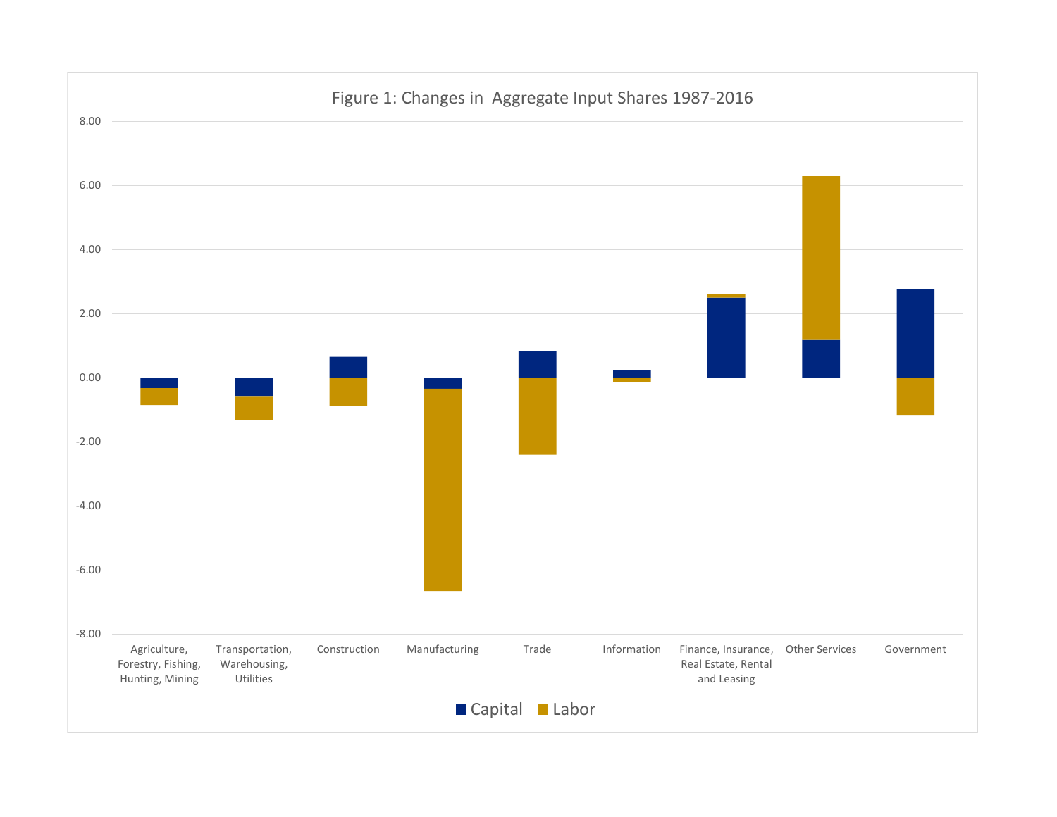Figure 1: Changes in Aggregate Input Shares 1987-2016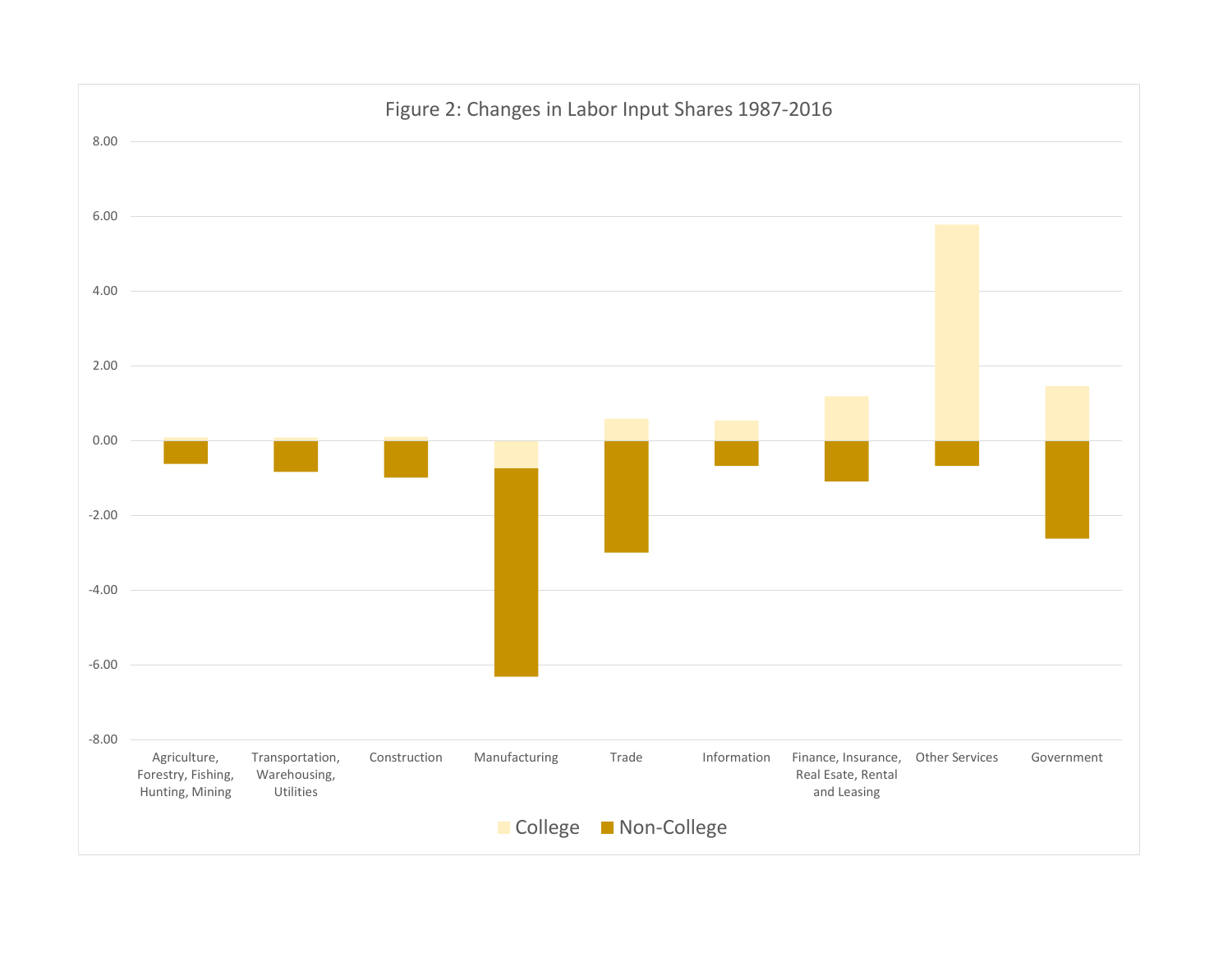Figure 2: Changes in Labor Input Shares 1987-2016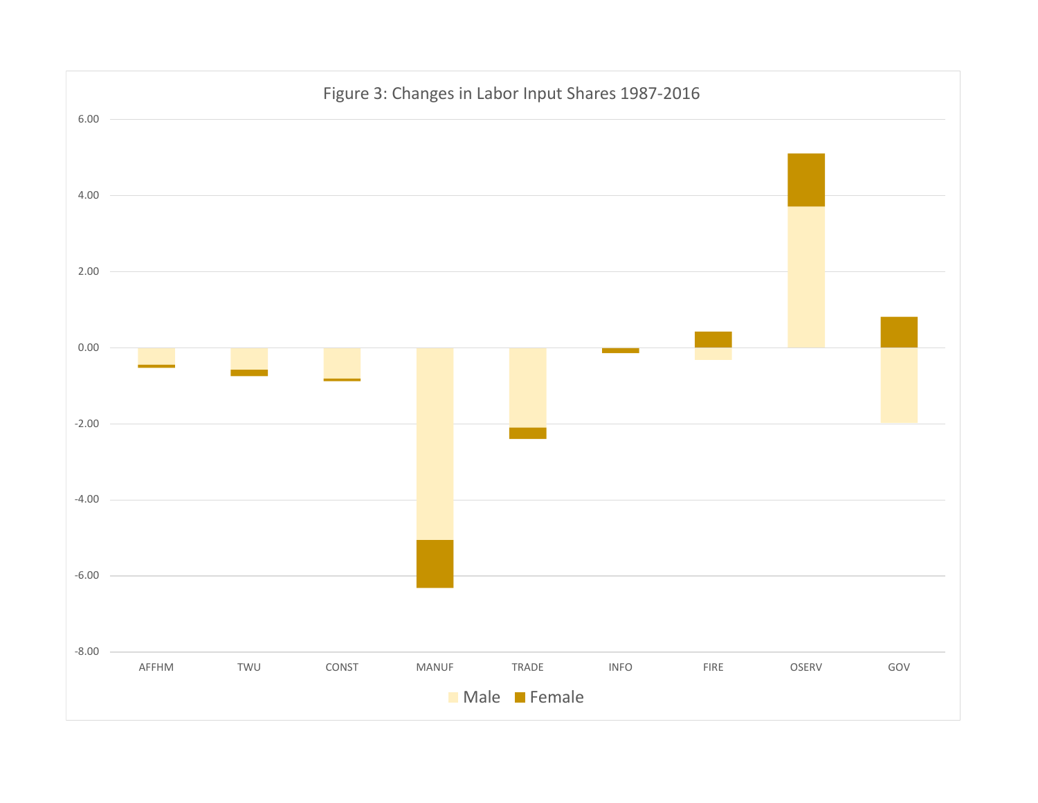Figure 3: Changes in Labor Input Shares 1987-2016

6.00
4.00
2.00
0.00
-2.00
-4.00
-6.00
-8.00

AFFHM TWU CONST MANUF TRADE INFO FIRE OSERV GOV

Male Female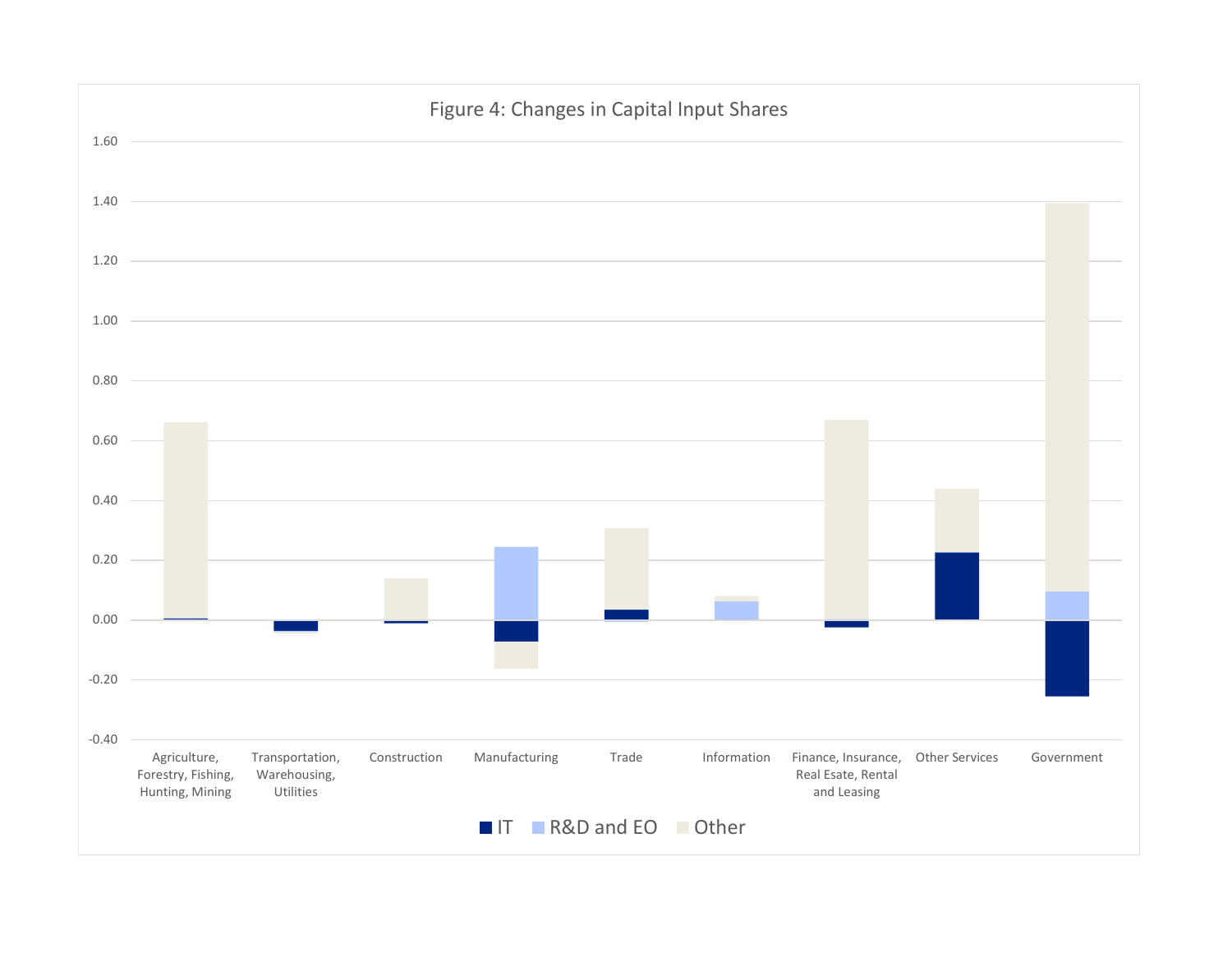Figure 4: Changes in Capital Input Shares

1.60
1.40
1.20
1.00
0.80
0.60
0.40
0.20
0.00
-0.20
-0.40

Agriculture, Forestry, Fishing, Hunting, Mining

Transportation, Warehousing, Utilities

Construction

Manufacturing

Trade

Information

Finance, Insurance, Real Esate, Rental and Leasing

Other Services

Government

IT

R&D and EO

Other